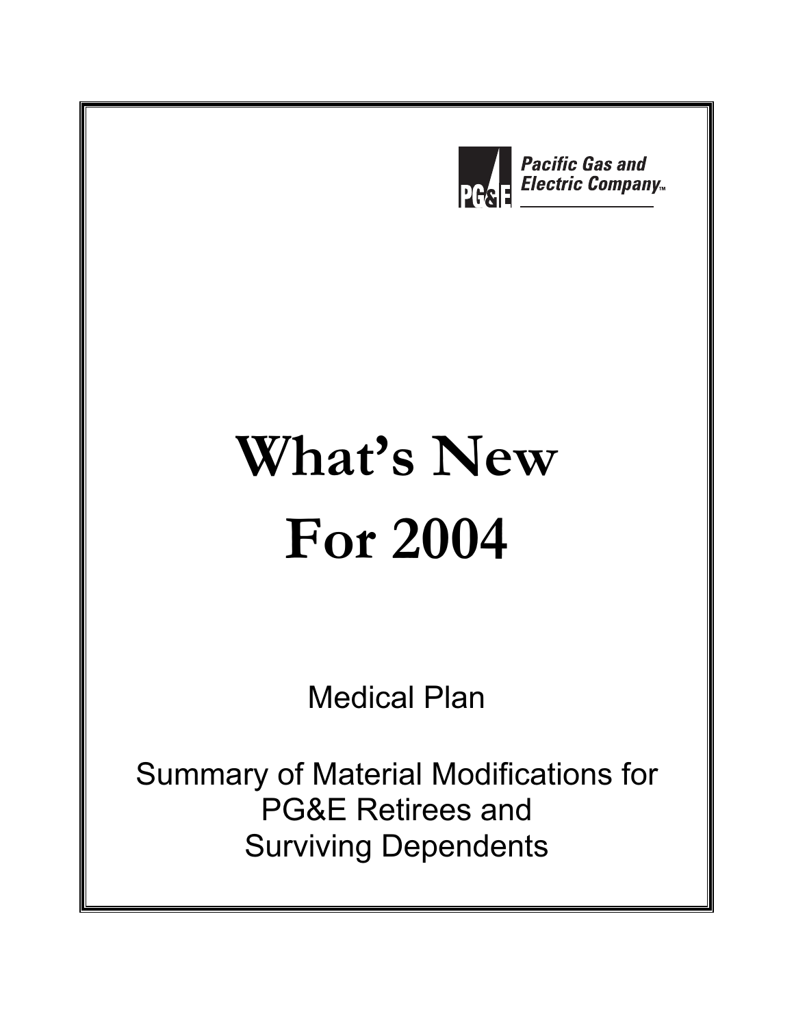Pacific Gas and Electric Company™

# What's New For 2004

Medical Plan

Summary of Material Modifications for PG&E Retirees and Surviving Dependents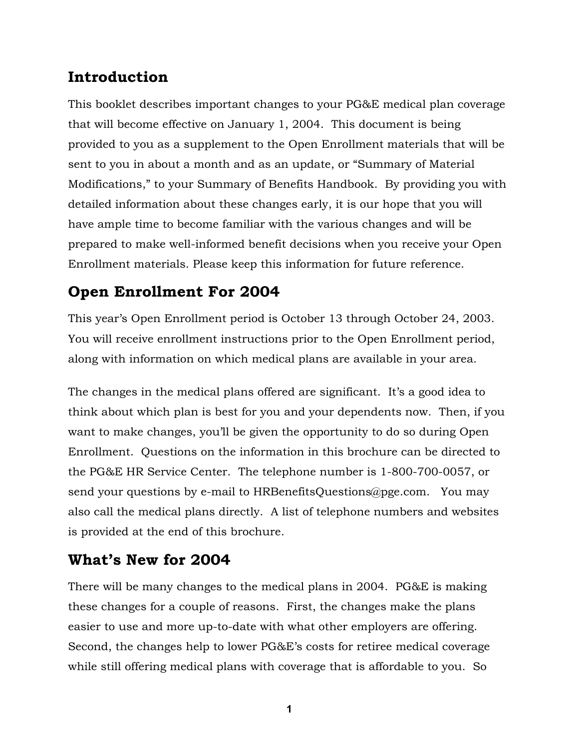## Introduction

This booklet describes important changes to your PG&E medical plan coverage that will become effective on January 1, 2004. This document is being provided to you as a supplement to the Open Enrollment materials that will be sent to you in about a month and as an update, or "Summary of Material Modifications," to your Summary of Benefits Handbook. By providing you with detailed information about these changes early, it is our hope that you will have ample time to become familiar with the various changes and will be prepared to make well-informed benefit decisions when you receive your Open Enrollment materials. Please keep this information for future reference.

## Open Enrollment For 2004

This year's Open Enrollment period is October 13 through October 24, 2003. You will receive enrollment instructions prior to the Open Enrollment period, along with information on which medical plans are available in your area.

The changes in the medical plans offered are significant. It's a good idea to think about which plan is best for you and your dependents now. Then, if you want to make changes, you'll be given the opportunity to do so during Open Enrollment. Questions on the information in this brochure can be directed to the PG&E HR Service Center. The telephone number is 1-800-700-0057, or send your questions by e-mail to HRBenefitsQuestions@pge.com. You may also call the medical plans directly. A list of telephone numbers and websites is provided at the end of this brochure.

## What's New for 2004

There will be many changes to the medical plans in 2004. PG&E is making these changes for a couple of reasons. First, the changes make the plans easier to use and more up-to-date with what other employers are offering. Second, the changes help to lower PG&E's costs for retiree medical coverage while still offering medical plans with coverage that is affordable to you. So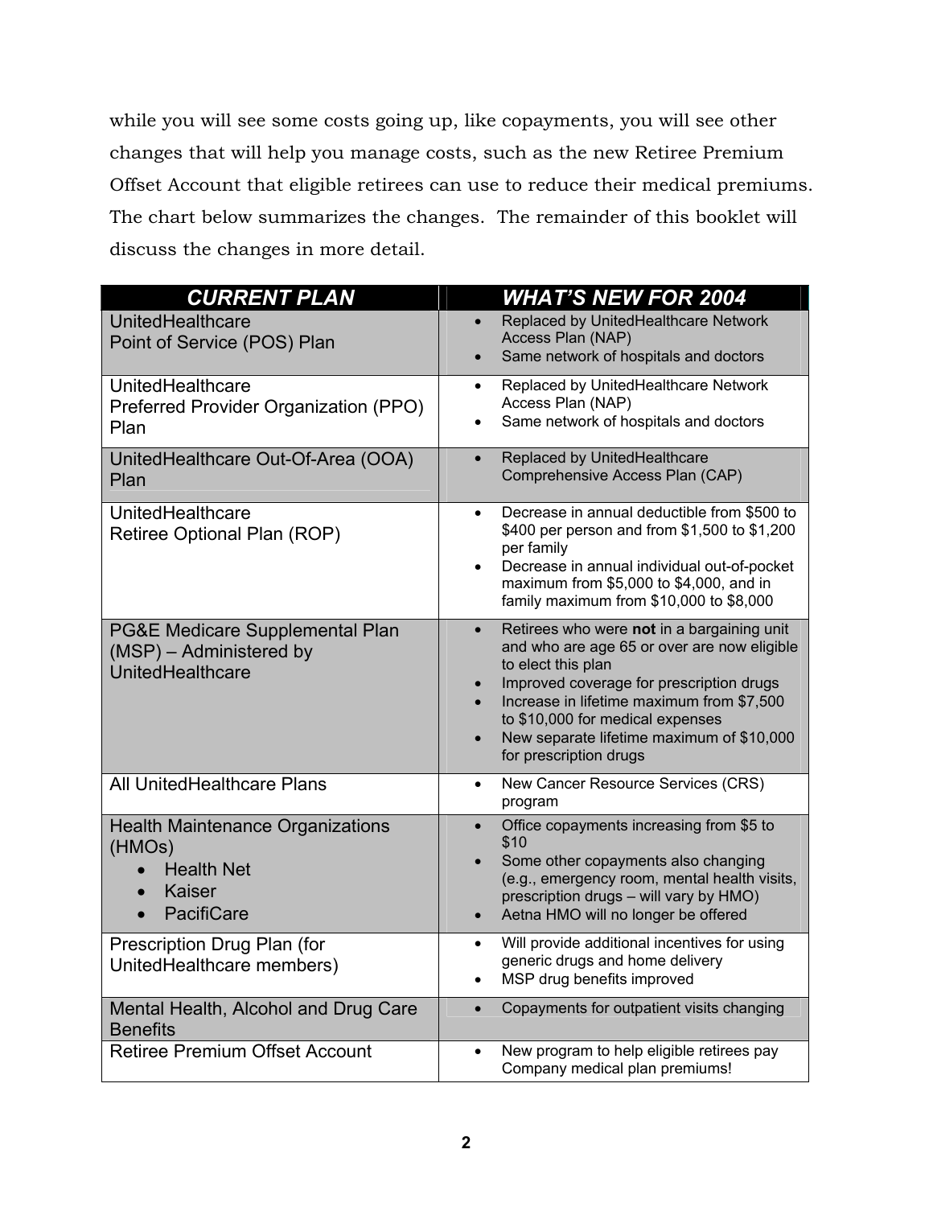while you will see some costs going up, like copayments, you will see other changes that will help you manage costs, such as the new Retiree Premium Offset Account that eligible retirees can use to reduce their medical premiums. The chart below summarizes the changes. The remainder of this booklet will discuss the changes in more detail.

| ***CURRENT PLAN*** | ***WHAT'S NEW FOR 2004*** |
|---|---|
| UnitedHealthcare Point of Service (POS) Plan | • Replaced by UnitedHealthcare Network Access Plan (NAP)<br>• Same network of hospitals and doctors |
| UnitedHealthcare Preferred Provider Organization (PPO) Plan | • Replaced by UnitedHealthcare Network Access Plan (NAP)<br>• Same network of hospitals and doctors |
| UnitedHealthcare Out-Of-Area (OOA) Plan | • Replaced by UnitedHealthcare Comprehensive Access Plan (CAP) |
| UnitedHealthcare Retiree Optional Plan (ROP) | • Decrease in annual deductible from $500 to $400 per person and from $1,500 to $1,200 per family<br>• Decrease in annual individual out-of-pocket maximum from $5,000 to $4,000, and in family maximum from $10,000 to $8,000 |
| PG&E Medicare Supplemental Plan (MSP) – Administered by UnitedHealthcare | • Retirees who were **not** in a bargaining unit and who are age 65 or over are now eligible to elect this plan<br>• Improved coverage for prescription drugs<br>• Increase in lifetime maximum from $7,500 to $10,000 for medical expenses<br>• New separate lifetime maximum of $10,000 for prescription drugs |
| All UnitedHealthcare Plans | • New Cancer Resource Services (CRS) program |
| Health Maintenance Organizations (HMOs)<br>• Health Net<br>• Kaiser<br>• PacifiCare | • Office copayments increasing from $5 to $10<br>• Some other copayments also changing (e.g., emergency room, mental health visits, prescription drugs – will vary by HMO)<br>• Aetna HMO will no longer be offered |
| Prescription Drug Plan (for UnitedHealthcare members) | • Will provide additional incentives for using generic drugs and home delivery<br>• MSP drug benefits improved |
| Mental Health, Alcohol and Drug Care Benefits | • Copayments for outpatient visits changing |
| Retiree Premium Offset Account | • New program to help eligible retirees pay Company medical plan premiums! |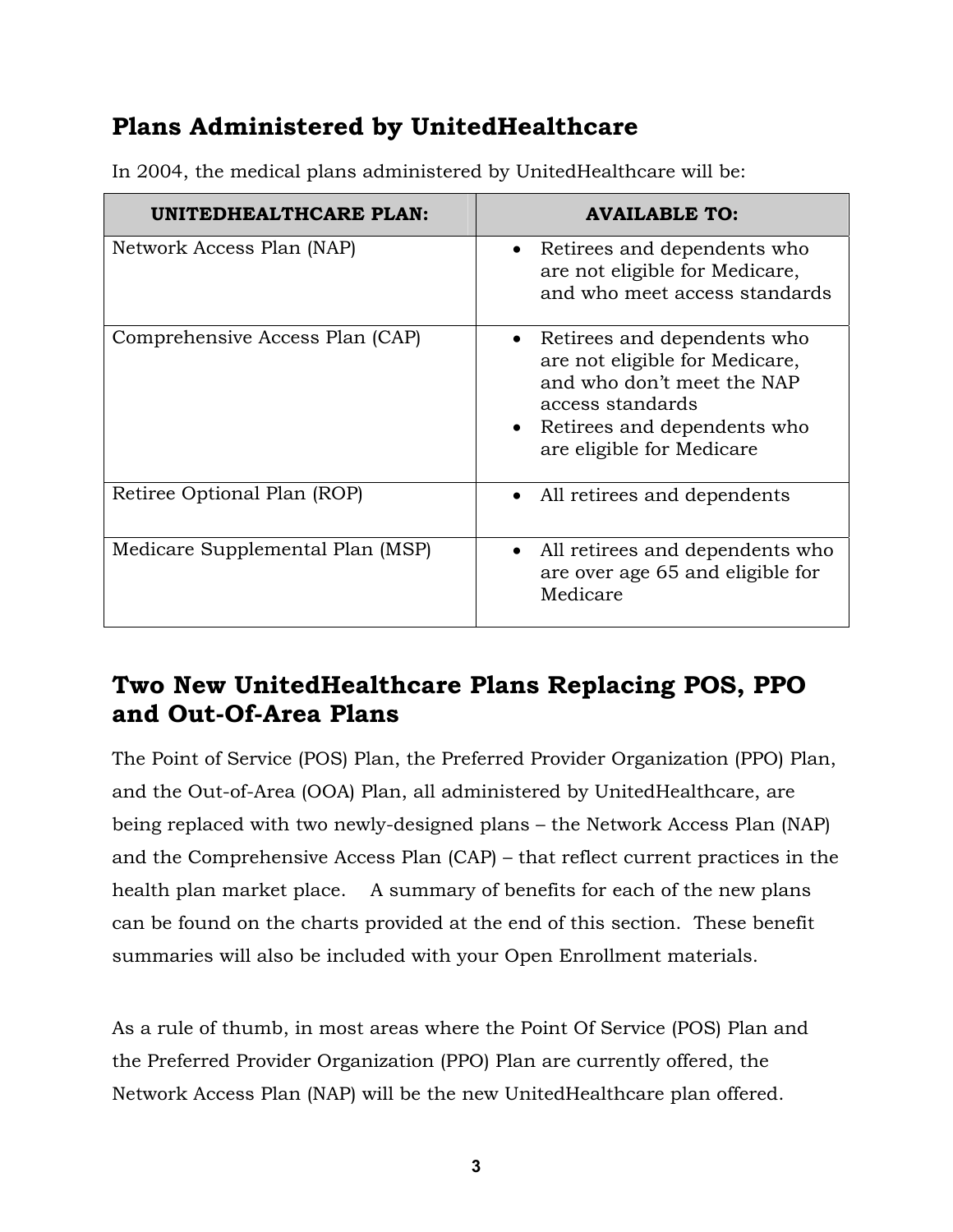## Plans Administered by UnitedHealthcare

In 2004, the medical plans administered by UnitedHealthcare will be:

| UNITEDHEALTHCARE PLAN: | AVAILABLE TO: |
|---|---|
| Network Access Plan (NAP) | • Retirees and dependents who are not eligible for Medicare, and who meet access standards |
| Comprehensive Access Plan (CAP) | • Retirees and dependents who are not eligible for Medicare, and who don't meet the NAP access standards<br>• Retirees and dependents who are eligible for Medicare |
| Retiree Optional Plan (ROP) | • All retirees and dependents |
| Medicare Supplemental Plan (MSP) | • All retirees and dependents who are over age 65 and eligible for Medicare |

## Two New UnitedHealthcare Plans Replacing POS, PPO and Out-Of-Area Plans

The Point of Service (POS) Plan, the Preferred Provider Organization (PPO) Plan, and the Out-of-Area (OOA) Plan, all administered by UnitedHealthcare, are being replaced with two newly-designed plans – the Network Access Plan (NAP) and the Comprehensive Access Plan (CAP) – that reflect current practices in the health plan market place. A summary of benefits for each of the new plans can be found on the charts provided at the end of this section. These benefit summaries will also be included with your Open Enrollment materials.

As a rule of thumb, in most areas where the Point Of Service (POS) Plan and the Preferred Provider Organization (PPO) Plan are currently offered, the Network Access Plan (NAP) will be the new UnitedHealthcare plan offered.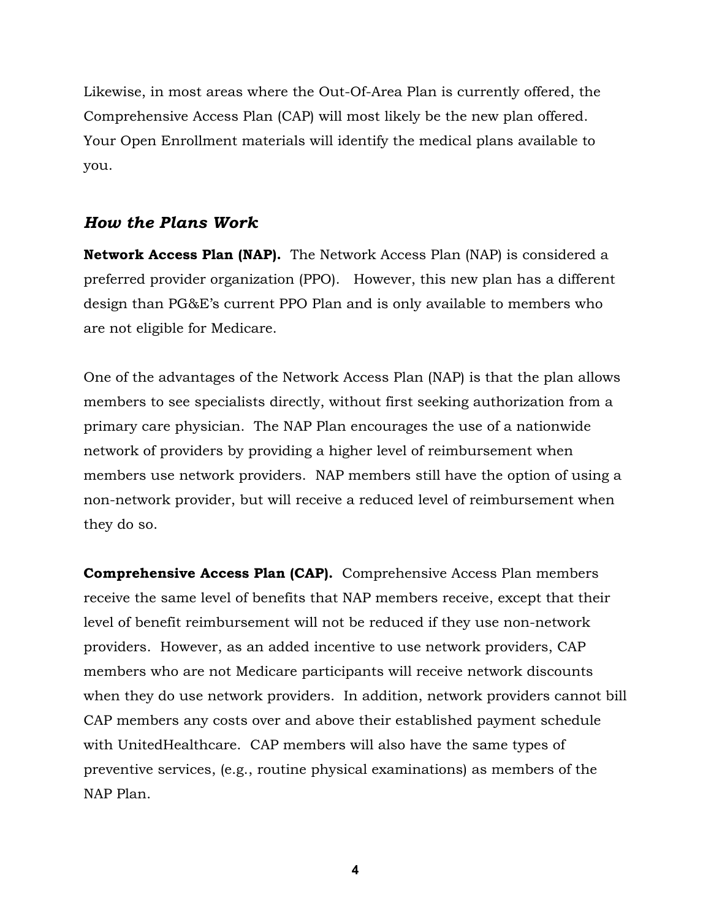Likewise, in most areas where the Out-Of-Area Plan is currently offered, the Comprehensive Access Plan (CAP) will most likely be the new plan offered. Your Open Enrollment materials will identify the medical plans available to you.

### *How the Plans Work*

**Network Access Plan (NAP).** The Network Access Plan (NAP) is considered a preferred provider organization (PPO). However, this new plan has a different design than PG&E's current PPO Plan and is only available to members who are not eligible for Medicare.

One of the advantages of the Network Access Plan (NAP) is that the plan allows members to see specialists directly, without first seeking authorization from a primary care physician. The NAP Plan encourages the use of a nationwide network of providers by providing a higher level of reimbursement when members use network providers. NAP members still have the option of using a non-network provider, but will receive a reduced level of reimbursement when they do so.

**Comprehensive Access Plan (CAP).** Comprehensive Access Plan members receive the same level of benefits that NAP members receive, except that their level of benefit reimbursement will not be reduced if they use non-network providers. However, as an added incentive to use network providers, CAP members who are not Medicare participants will receive network discounts when they do use network providers. In addition, network providers cannot bill CAP members any costs over and above their established payment schedule with UnitedHealthcare. CAP members will also have the same types of preventive services, (e.g., routine physical examinations) as members of the NAP Plan.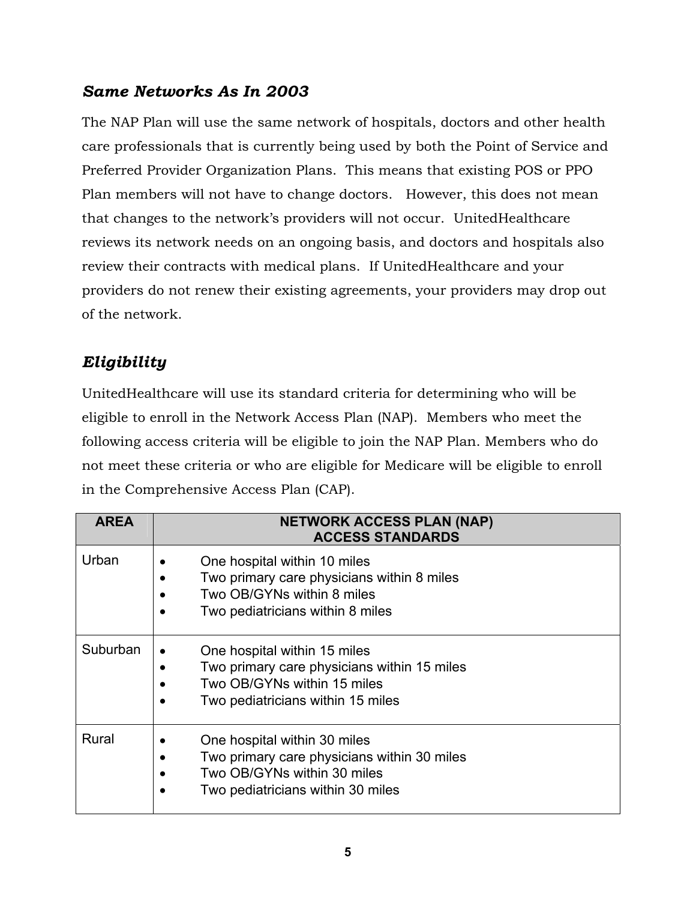### ***Same Networks As In 2003***

The NAP Plan will use the same network of hospitals, doctors and other health care professionals that is currently being used by both the Point of Service and Preferred Provider Organization Plans. This means that existing POS or PPO Plan members will not have to change doctors. However, this does not mean that changes to the network's providers will not occur. UnitedHealthcare reviews its network needs on an ongoing basis, and doctors and hospitals also review their contracts with medical plans. If UnitedHealthcare and your providers do not renew their existing agreements, your providers may drop out of the network.

### ***Eligibility***

UnitedHealthcare will use its standard criteria for determining who will be eligible to enroll in the Network Access Plan (NAP). Members who meet the following access criteria will be eligible to join the NAP Plan. Members who do not meet these criteria or who are eligible for Medicare will be eligible to enroll in the Comprehensive Access Plan (CAP).

| AREA | NETWORK ACCESS PLAN (NAP) ACCESS STANDARDS |
|---|---|
| Urban | • One hospital within 10 miles<br>• Two primary care physicians within 8 miles<br>• Two OB/GYNs within 8 miles<br>• Two pediatricians within 8 miles |
| Suburban | • One hospital within 15 miles<br>• Two primary care physicians within 15 miles<br>• Two OB/GYNs within 15 miles<br>• Two pediatricians within 15 miles |
| Rural | • One hospital within 30 miles<br>• Two primary care physicians within 30 miles<br>• Two OB/GYNs within 30 miles<br>• Two pediatricians within 30 miles |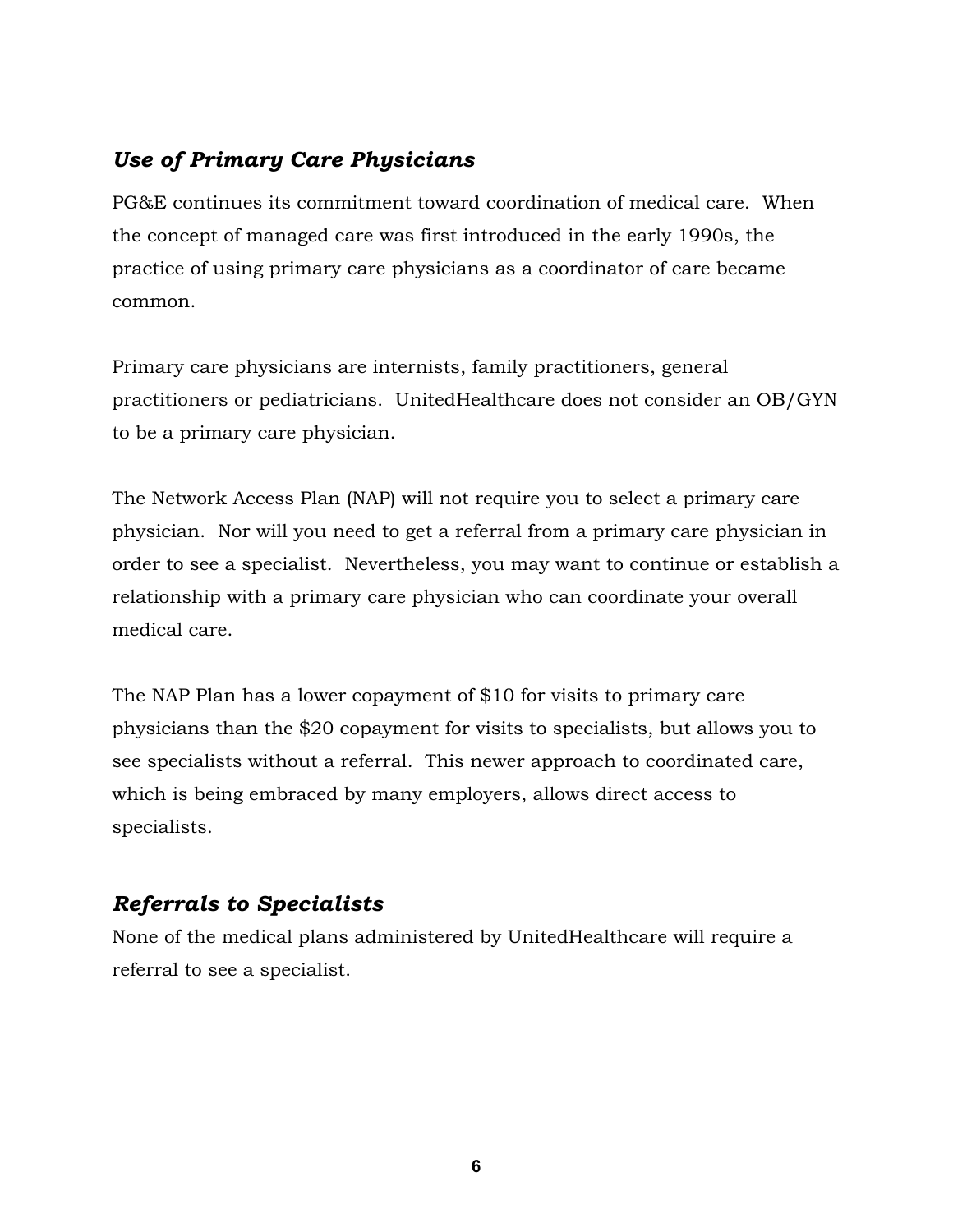### *Use of Primary Care Physicians*

PG&E continues its commitment toward coordination of medical care. When the concept of managed care was first introduced in the early 1990s, the practice of using primary care physicians as a coordinator of care became common.

Primary care physicians are internists, family practitioners, general practitioners or pediatricians. UnitedHealthcare does not consider an OB/GYN to be a primary care physician.

The Network Access Plan (NAP) will not require you to select a primary care physician. Nor will you need to get a referral from a primary care physician in order to see a specialist. Nevertheless, you may want to continue or establish a relationship with a primary care physician who can coordinate your overall medical care.

The NAP Plan has a lower copayment of $10 for visits to primary care physicians than the $20 copayment for visits to specialists, but allows you to see specialists without a referral. This newer approach to coordinated care, which is being embraced by many employers, allows direct access to specialists.

### *Referrals to Specialists*

None of the medical plans administered by UnitedHealthcare will require a referral to see a specialist.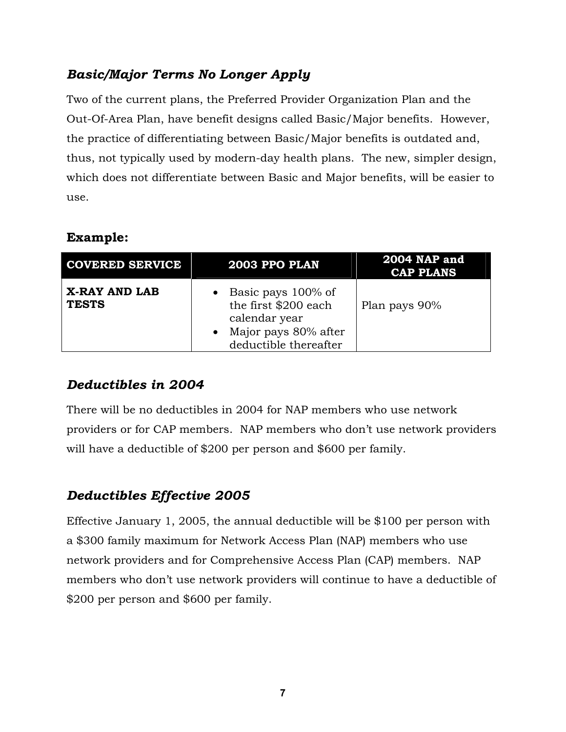## *Basic/Major Terms No Longer Apply*

Two of the current plans, the Preferred Provider Organization Plan and the Out-Of-Area Plan, have benefit designs called Basic/Major benefits. However, the practice of differentiating between Basic/Major benefits is outdated and, thus, not typically used by modern-day health plans. The new, simpler design, which does not differentiate between Basic and Major benefits, will be easier to use.

### Example:

| COVERED SERVICE | 2003 PPO PLAN | 2004 NAP and CAP PLANS |
|---|---|---|
| **X-RAY AND LAB TESTS** | • Basic pays 100% of the first $200 each calendar year<br>• Major pays 80% after deductible thereafter | Plan pays 90% |

## *Deductibles in 2004*

There will be no deductibles in 2004 for NAP members who use network providers or for CAP members. NAP members who don't use network providers will have a deductible of $200 per person and $600 per family.

## *Deductibles Effective 2005*

Effective January 1, 2005, the annual deductible will be $100 per person with a $300 family maximum for Network Access Plan (NAP) members who use network providers and for Comprehensive Access Plan (CAP) members. NAP members who don't use network providers will continue to have a deductible of $200 per person and $600 per family.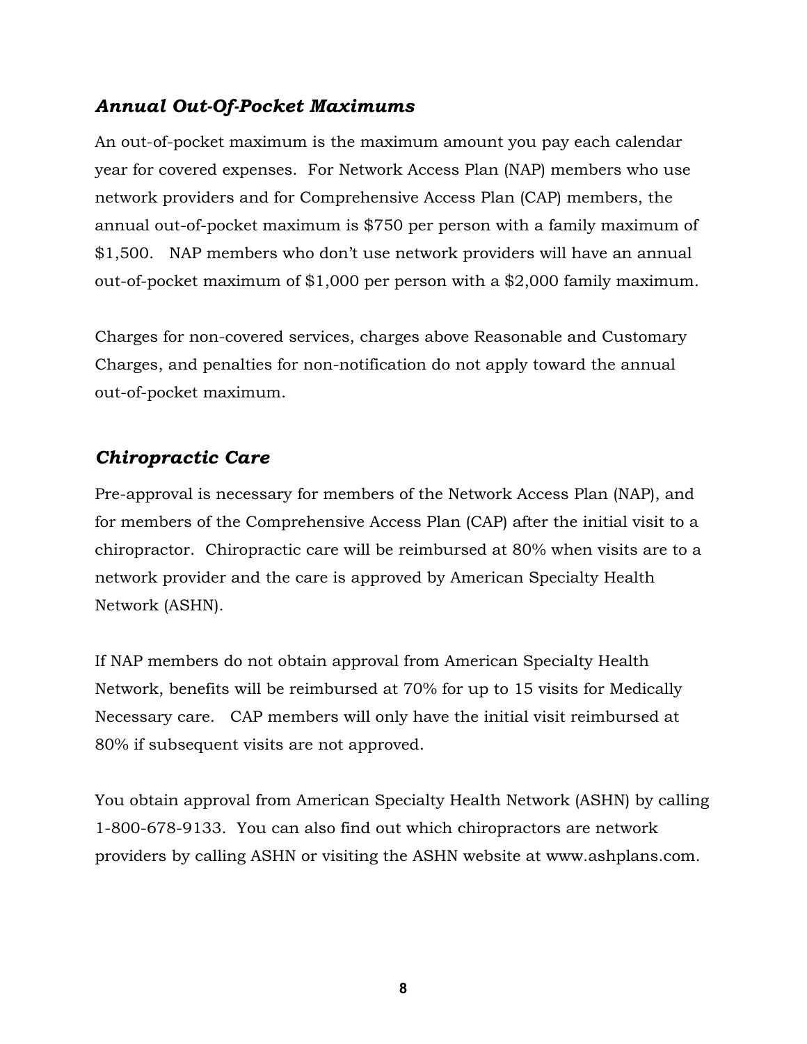### *Annual Out-Of-Pocket Maximums*

An out-of-pocket maximum is the maximum amount you pay each calendar year for covered expenses. For Network Access Plan (NAP) members who use network providers and for Comprehensive Access Plan (CAP) members, the annual out-of-pocket maximum is $750 per person with a family maximum of $1,500. NAP members who don't use network providers will have an annual out-of-pocket maximum of $1,000 per person with a $2,000 family maximum.

Charges for non-covered services, charges above Reasonable and Customary Charges, and penalties for non-notification do not apply toward the annual out-of-pocket maximum.

### *Chiropractic Care*

Pre-approval is necessary for members of the Network Access Plan (NAP), and for members of the Comprehensive Access Plan (CAP) after the initial visit to a chiropractor. Chiropractic care will be reimbursed at 80% when visits are to a network provider and the care is approved by American Specialty Health Network (ASHN).

If NAP members do not obtain approval from American Specialty Health Network, benefits will be reimbursed at 70% for up to 15 visits for Medically Necessary care. CAP members will only have the initial visit reimbursed at 80% if subsequent visits are not approved.

You obtain approval from American Specialty Health Network (ASHN) by calling 1-800-678-9133. You can also find out which chiropractors are network providers by calling ASHN or visiting the ASHN website at www.ashplans.com.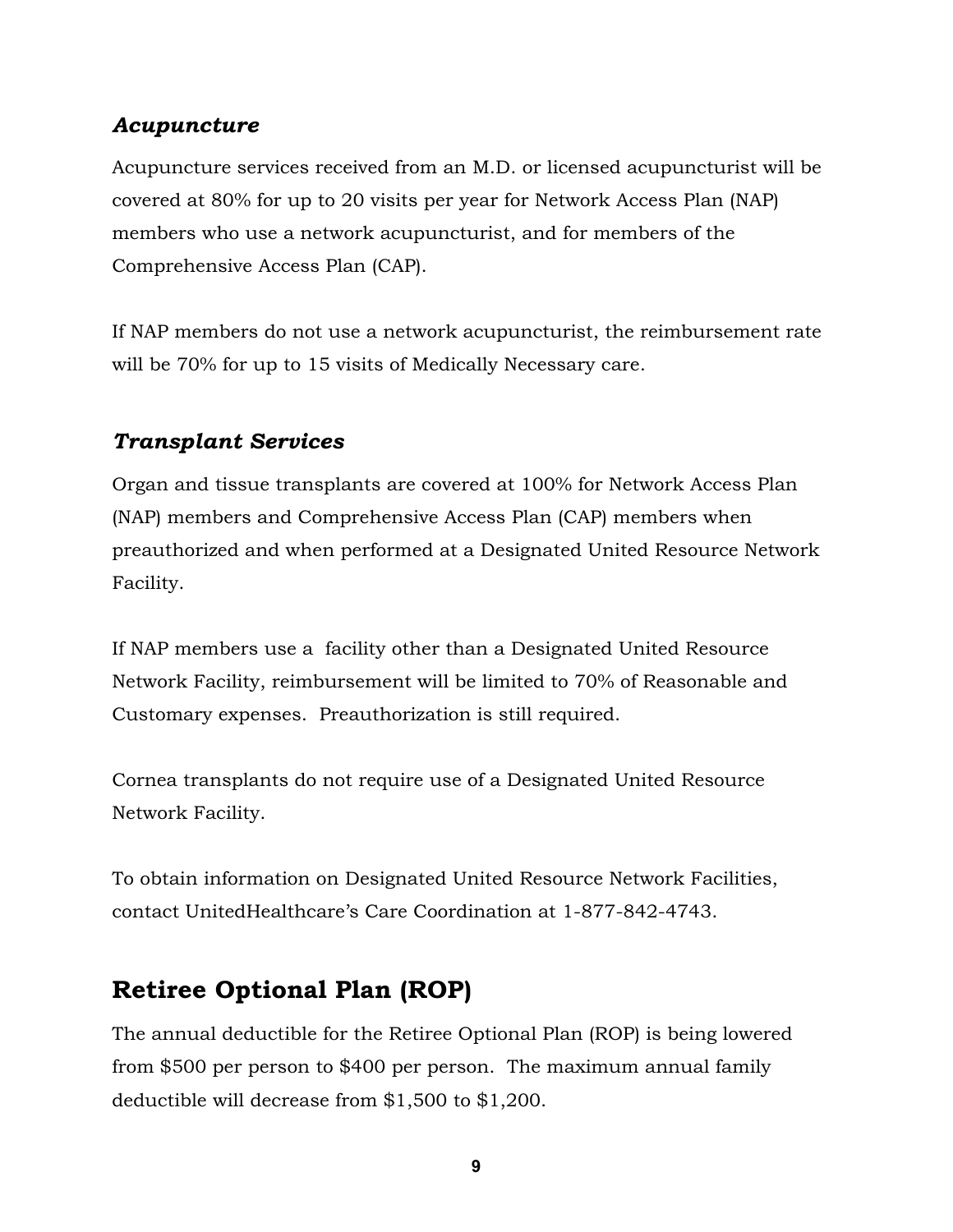### *Acupuncture*

Acupuncture services received from an M.D. or licensed acupuncturist will be covered at 80% for up to 20 visits per year for Network Access Plan (NAP) members who use a network acupuncturist, and for members of the Comprehensive Access Plan (CAP).

If NAP members do not use a network acupuncturist, the reimbursement rate will be 70% for up to 15 visits of Medically Necessary care.

### *Transplant Services*

Organ and tissue transplants are covered at 100% for Network Access Plan (NAP) members and Comprehensive Access Plan (CAP) members when preauthorized and when performed at a Designated United Resource Network Facility.

If NAP members use a facility other than a Designated United Resource Network Facility, reimbursement will be limited to 70% of Reasonable and Customary expenses. Preauthorization is still required.

Cornea transplants do not require use of a Designated United Resource Network Facility.

To obtain information on Designated United Resource Network Facilities, contact UnitedHealthcare's Care Coordination at 1-877-842-4743.

## Retiree Optional Plan (ROP)

The annual deductible for the Retiree Optional Plan (ROP) is being lowered from $500 per person to $400 per person. The maximum annual family deductible will decrease from $1,500 to $1,200.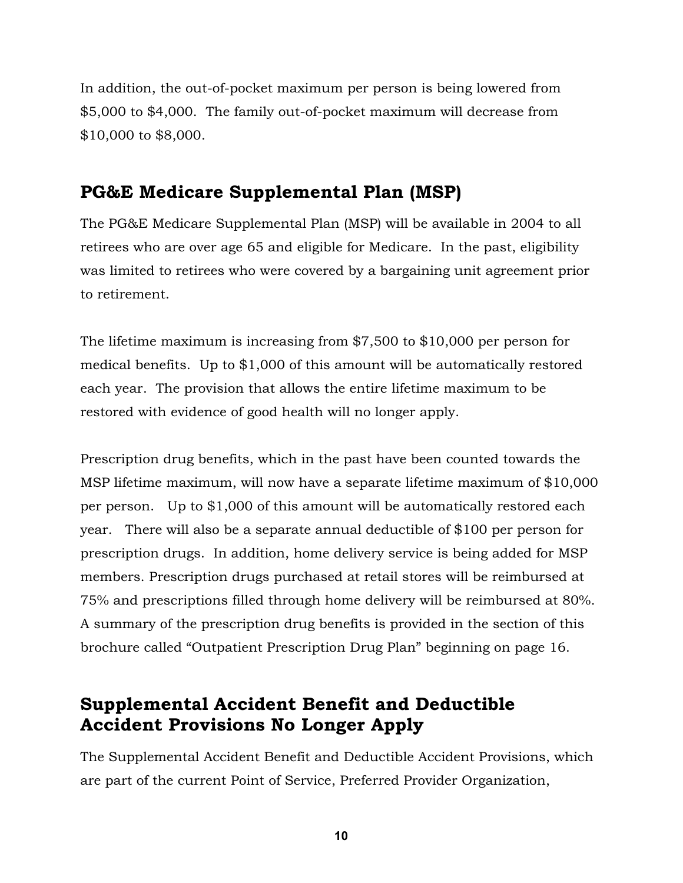In addition, the out-of-pocket maximum per person is being lowered from $5,000 to $4,000. The family out-of-pocket maximum will decrease from $10,000 to $8,000.

## PG&E Medicare Supplemental Plan (MSP)

The PG&E Medicare Supplemental Plan (MSP) will be available in 2004 to all retirees who are over age 65 and eligible for Medicare. In the past, eligibility was limited to retirees who were covered by a bargaining unit agreement prior to retirement.

The lifetime maximum is increasing from $7,500 to $10,000 per person for medical benefits. Up to $1,000 of this amount will be automatically restored each year. The provision that allows the entire lifetime maximum to be restored with evidence of good health will no longer apply.

Prescription drug benefits, which in the past have been counted towards the MSP lifetime maximum, will now have a separate lifetime maximum of $10,000 per person. Up to $1,000 of this amount will be automatically restored each year. There will also be a separate annual deductible of $100 per person for prescription drugs. In addition, home delivery service is being added for MSP members. Prescription drugs purchased at retail stores will be reimbursed at 75% and prescriptions filled through home delivery will be reimbursed at 80%. A summary of the prescription drug benefits is provided in the section of this brochure called "Outpatient Prescription Drug Plan" beginning on page 16.

## Supplemental Accident Benefit and Deductible Accident Provisions No Longer Apply

The Supplemental Accident Benefit and Deductible Accident Provisions, which are part of the current Point of Service, Preferred Provider Organization,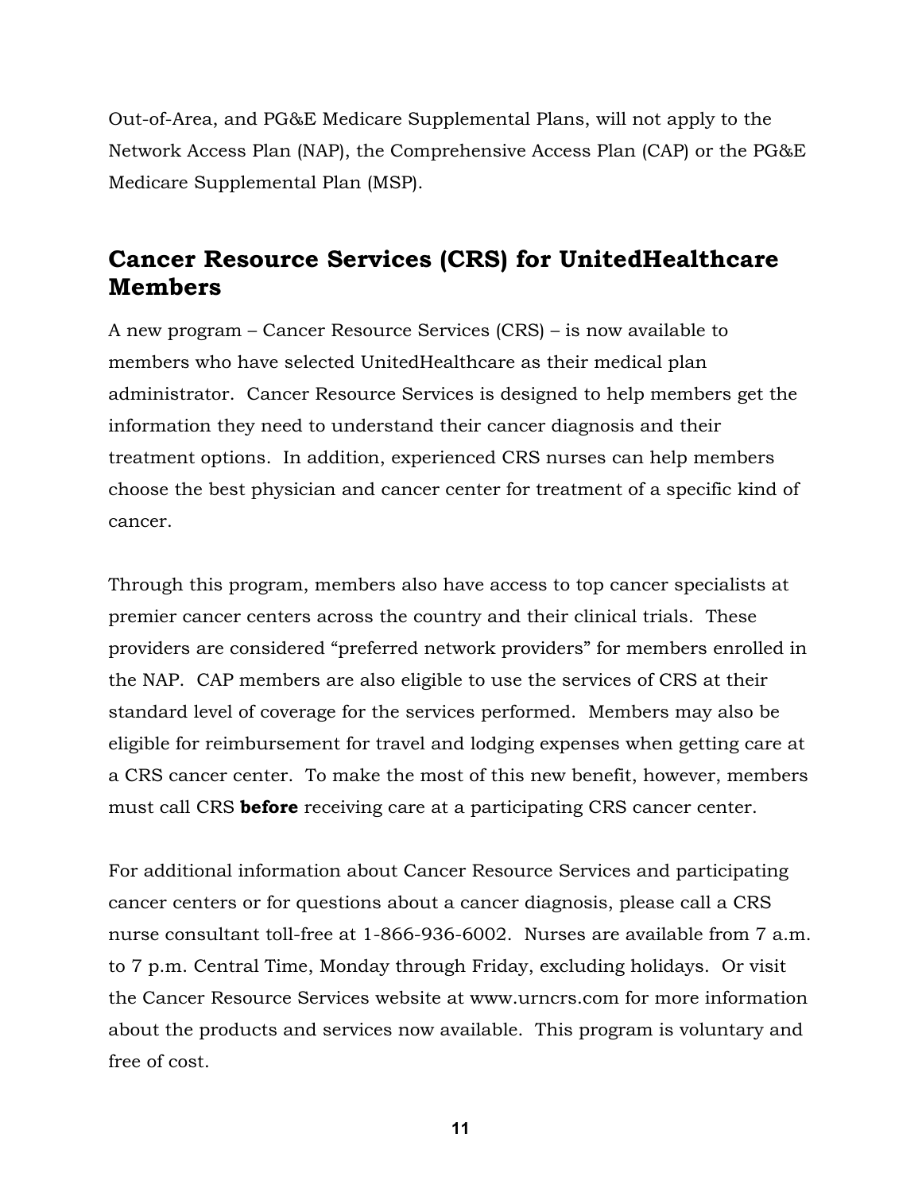Out-of-Area, and PG&E Medicare Supplemental Plans, will not apply to the Network Access Plan (NAP), the Comprehensive Access Plan (CAP) or the PG&E Medicare Supplemental Plan (MSP).

## Cancer Resource Services (CRS) for UnitedHealthcare Members

A new program – Cancer Resource Services (CRS) – is now available to members who have selected UnitedHealthcare as their medical plan administrator. Cancer Resource Services is designed to help members get the information they need to understand their cancer diagnosis and their treatment options. In addition, experienced CRS nurses can help members choose the best physician and cancer center for treatment of a specific kind of cancer.

Through this program, members also have access to top cancer specialists at premier cancer centers across the country and their clinical trials. These providers are considered "preferred network providers" for members enrolled in the NAP. CAP members are also eligible to use the services of CRS at their standard level of coverage for the services performed. Members may also be eligible for reimbursement for travel and lodging expenses when getting care at a CRS cancer center. To make the most of this new benefit, however, members must call CRS **before** receiving care at a participating CRS cancer center.

For additional information about Cancer Resource Services and participating cancer centers or for questions about a cancer diagnosis, please call a CRS nurse consultant toll-free at 1-866-936-6002. Nurses are available from 7 a.m. to 7 p.m. Central Time, Monday through Friday, excluding holidays. Or visit the Cancer Resource Services website at www.urncrs.com for more information about the products and services now available. This program is voluntary and free of cost.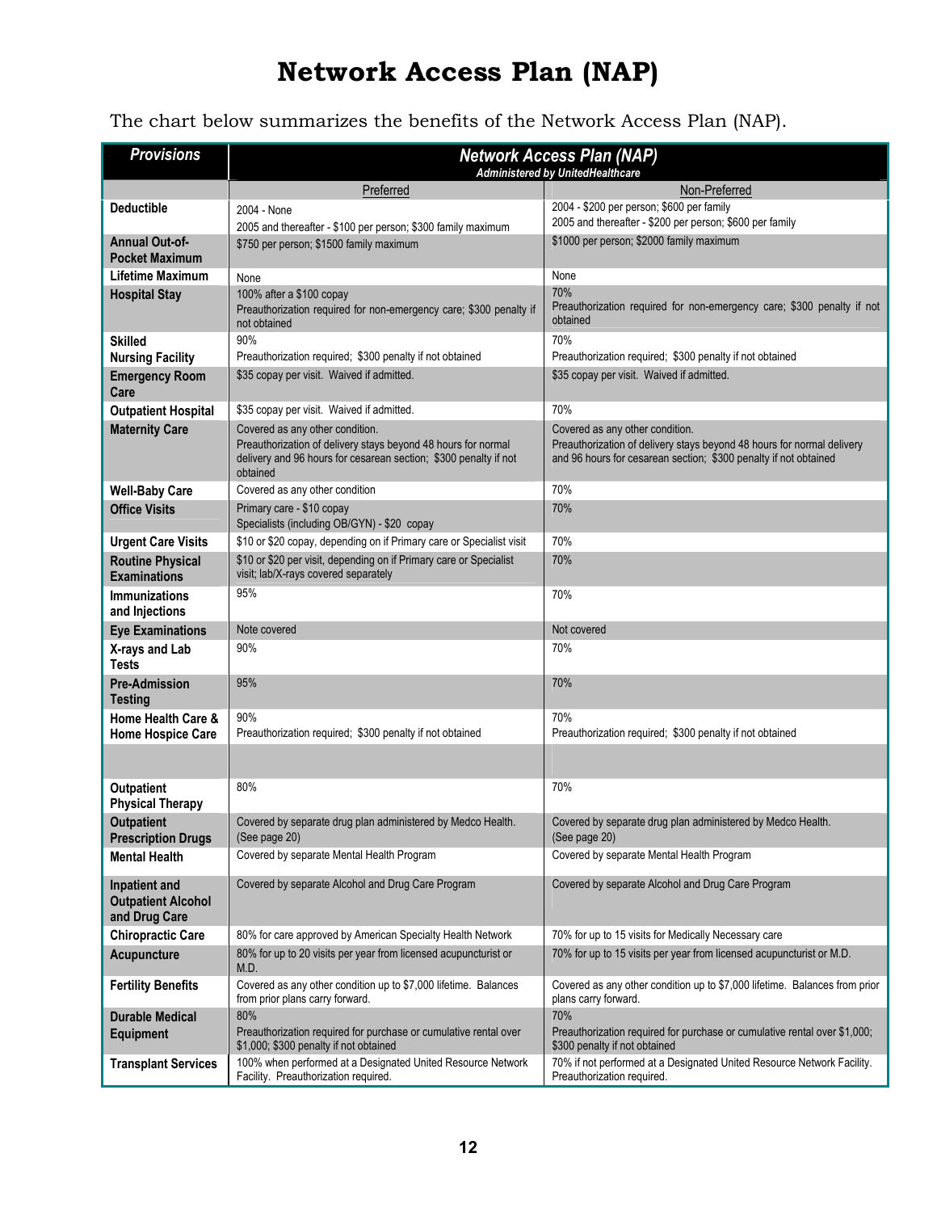# Network Access Plan (NAP)

The chart below summarizes the benefits of the Network Access Plan (NAP).

| *Provisions* | *Network Access Plan (NAP)* *Administered by UnitedHealthcare* | |
|---|---|---|
| | Preferred | Non-Preferred |
| **Deductible** | 2004 - None<br>2005 and thereafter - $100 per person; $300 family maximum | 2004 - $200 per person; $600 per family<br>2005 and thereafter - $200 per person; $600 per family |
| **Annual Out-of-Pocket Maximum** | $750 per person; $1500 family maximum | $1000 per person; $2000 family maximum |
| **Lifetime Maximum** | None | None |
| **Hospital Stay** | 100% after a $100 copay<br>Preauthorization required for non-emergency care; $300 penalty if not obtained | 70%<br>Preauthorization required for non-emergency care; $300 penalty if not obtained |
| **Skilled Nursing Facility** | 90%<br>Preauthorization required; $300 penalty if not obtained | 70%<br>Preauthorization required; $300 penalty if not obtained |
| **Emergency Room Care** | $35 copay per visit. Waived if admitted. | $35 copay per visit. Waived if admitted. |
| **Outpatient Hospital** | $35 copay per visit. Waived if admitted. | 70% |
| **Maternity Care** | Covered as any other condition.<br>Preauthorization of delivery stays beyond 48 hours for normal delivery and 96 hours for cesarean section; $300 penalty if not obtained | Covered as any other condition.<br>Preauthorization of delivery stays beyond 48 hours for normal delivery and 96 hours for cesarean section; $300 penalty if not obtained |
| **Well-Baby Care** | Covered as any other condition | 70% |
| **Office Visits** | Primary care - $10 copay<br>Specialists (including OB/GYN) - $20 copay | 70% |
| **Urgent Care Visits** | $10 or $20 copay, depending on if Primary care or Specialist visit | 70% |
| **Routine Physical Examinations** | $10 or $20 per visit, depending on if Primary care or Specialist visit; lab/X-rays covered separately | 70% |
| **Immunizations and Injections** | 95% | 70% |
| **Eye Examinations** | Note covered | Not covered |
| **X-rays and Lab Tests** | 90% | 70% |
| **Pre-Admission Testing** | 95% | 70% |
| **Home Health Care & Home Hospice Care** | 90%<br>Preauthorization required; $300 penalty if not obtained | 70%<br>Preauthorization required; $300 penalty if not obtained |
| | | |
| **Outpatient Physical Therapy** | 80% | 70% |
| **Outpatient Prescription Drugs** | Covered by separate drug plan administered by Medco Health. (See page 20) | Covered by separate drug plan administered by Medco Health. (See page 20) |
| **Mental Health** | Covered by separate Mental Health Program | Covered by separate Mental Health Program |
| **Inpatient and Outpatient Alcohol and Drug Care** | Covered by separate Alcohol and Drug Care Program | Covered by separate Alcohol and Drug Care Program |
| **Chiropractic Care** | 80% for care approved by American Specialty Health Network | 70% for up to 15 visits for Medically Necessary care |
| **Acupuncture** | 80% for up to 20 visits per year from licensed acupuncturist or M.D. | 70% for up to 15 visits per year from licensed acupuncturist or M.D. |
| **Fertility Benefits** | Covered as any other condition up to $7,000 lifetime. Balances from prior plans carry forward. | Covered as any other condition up to $7,000 lifetime. Balances from prior plans carry forward. |
| **Durable Medical Equipment** | 80%<br>Preauthorization required for purchase or cumulative rental over $1,000; $300 penalty if not obtained | 70%<br>Preauthorization required for purchase or cumulative rental over $1,000; $300 penalty if not obtained |
| **Transplant Services** | 100% when performed at a Designated United Resource Network Facility. Preauthorization required. | 70% if not performed at a Designated United Resource Network Facility. Preauthorization required. |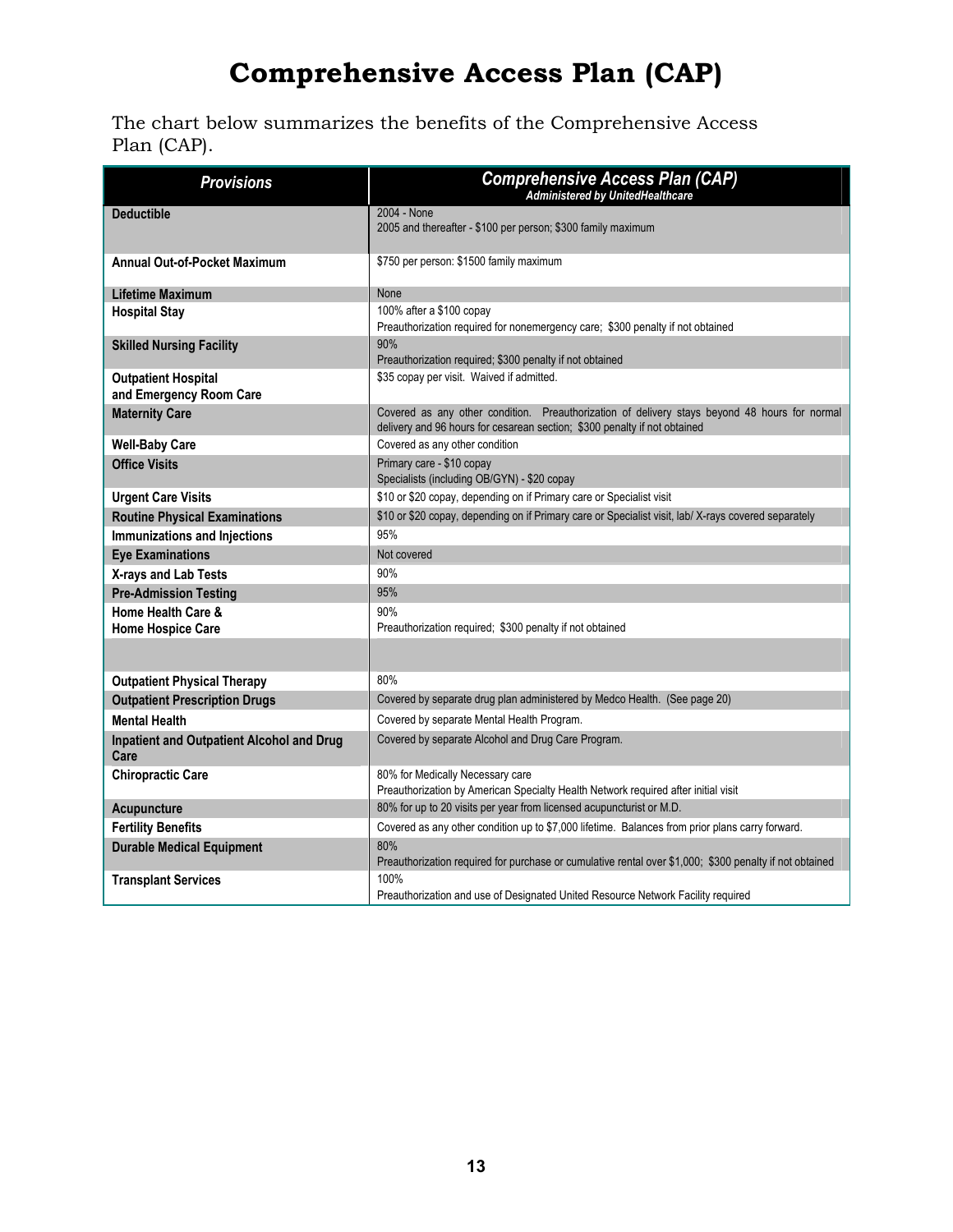# Comprehensive Access Plan (CAP)

The chart below summarizes the benefits of the Comprehensive Access Plan (CAP).

| ***Provisions*** | ***Comprehensive Access Plan (CAP)*** ***Administered by UnitedHealthcare*** |
|---|---|
| **Deductible** | 2004 - None<br>2005 and thereafter - $100 per person; $300 family maximum |
| **Annual Out-of-Pocket Maximum** | $750 per person: $1500 family maximum |
| **Lifetime Maximum** | None |
| **Hospital Stay** | 100% after a $100 copay<br>Preauthorization required for nonemergency care; $300 penalty if not obtained |
| **Skilled Nursing Facility** | 90%<br>Preauthorization required; $300 penalty if not obtained |
| **Outpatient Hospital and Emergency Room Care** | $35 copay per visit. Waived if admitted. |
| **Maternity Care** | Covered as any other condition. Preauthorization of delivery stays beyond 48 hours for normal delivery and 96 hours for cesarean section; $300 penalty if not obtained |
| **Well-Baby Care** | Covered as any other condition |
| **Office Visits** | Primary care - $10 copay<br>Specialists (including OB/GYN) - $20 copay |
| **Urgent Care Visits** | $10 or $20 copay, depending on if Primary care or Specialist visit |
| **Routine Physical Examinations** | $10 or $20 copay, depending on if Primary care or Specialist visit, lab/ X-rays covered separately |
| **Immunizations and Injections** | 95% |
| **Eye Examinations** | Not covered |
| **X-rays and Lab Tests** | 90% |
| **Pre-Admission Testing** | 95% |
| **Home Health Care & Home Hospice Care** | 90%<br>Preauthorization required; $300 penalty if not obtained |
| | |
| **Outpatient Physical Therapy** | 80% |
| **Outpatient Prescription Drugs** | Covered by separate drug plan administered by Medco Health. (See page 20) |
| **Mental Health** | Covered by separate Mental Health Program. |
| **Inpatient and Outpatient Alcohol and Drug Care** | Covered by separate Alcohol and Drug Care Program. |
| **Chiropractic Care** | 80% for Medically Necessary care<br>Preauthorization by American Specialty Health Network required after initial visit |
| **Acupuncture** | 80% for up to 20 visits per year from licensed acupuncturist or M.D. |
| **Fertility Benefits** | Covered as any other condition up to $7,000 lifetime. Balances from prior plans carry forward. |
| **Durable Medical Equipment** | 80%<br>Preauthorization required for purchase or cumulative rental over $1,000; $300 penalty if not obtained |
| **Transplant Services** | 100%<br>Preauthorization and use of Designated United Resource Network Facility required |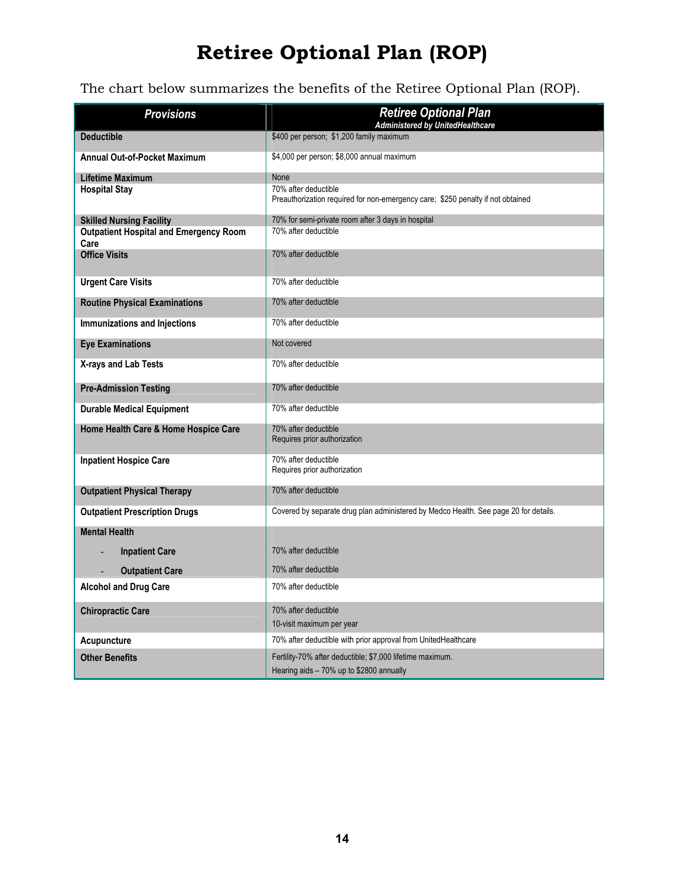# Retiree Optional Plan (ROP)

The chart below summarizes the benefits of the Retiree Optional Plan (ROP).

| ***Provisions*** | ***Retiree Optional Plan*** ***Administered by UnitedHealthcare*** |
|---|---|
| **Deductible** | $400 per person; $1,200 family maximum |
| **Annual Out-of-Pocket Maximum** | $4,000 per person; $8,000 annual maximum |
| **Lifetime Maximum** | None |
| **Hospital Stay** | 70% after deductible<br>Preauthorization required for non-emergency care; $250 penalty if not obtained |
| **Skilled Nursing Facility** | 70% for semi-private room after 3 days in hospital |
| **Outpatient Hospital and Emergency Room Care** | 70% after deductible |
| **Office Visits** | 70% after deductible |
| **Urgent Care Visits** | 70% after deductible |
| **Routine Physical Examinations** | 70% after deductible |
| **Immunizations and Injections** | 70% after deductible |
| **Eye Examinations** | Not covered |
| **X-rays and Lab Tests** | 70% after deductible |
| **Pre-Admission Testing** | 70% after deductible |
| **Durable Medical Equipment** | 70% after deductible |
| **Home Health Care & Home Hospice Care** | 70% after deductible<br>Requires prior authorization |
| **Inpatient Hospice Care** | 70% after deductible<br>Requires prior authorization |
| **Outpatient Physical Therapy** | 70% after deductible |
| **Outpatient Prescription Drugs** | Covered by separate drug plan administered by Medco Health. See page 20 for details. |
| **Mental Health** | |
| - **Inpatient Care** | 70% after deductible |
| - **Outpatient Care** | 70% after deductible |
| **Alcohol and Drug Care** | 70% after deductible |
| **Chiropractic Care** | 70% after deductible<br>10-visit maximum per year |
| **Acupuncture** | 70% after deductible with prior approval from UnitedHealthcare |
| **Other Benefits** | Fertility-70% after deductible; $7,000 lifetime maximum.<br>Hearing aids – 70% up to $2800 annually |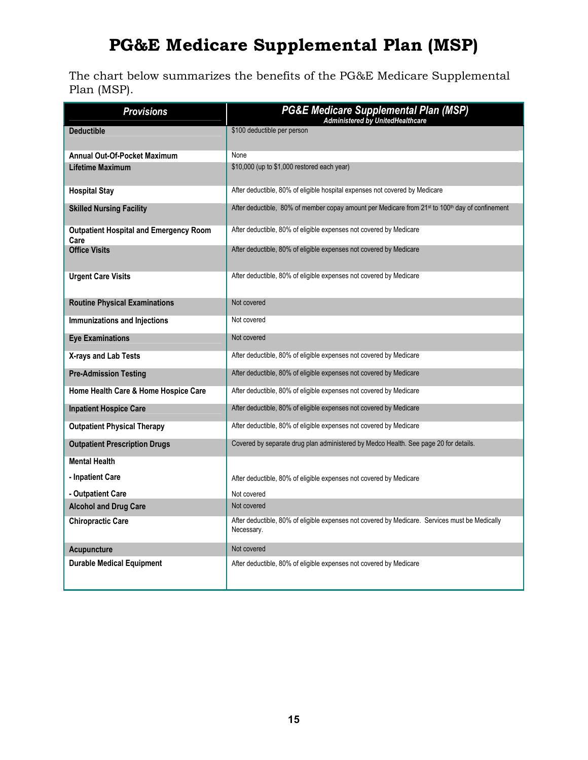# PG&E Medicare Supplemental Plan (MSP)

The chart below summarizes the benefits of the PG&E Medicare Supplemental Plan (MSP).

| *Provisions* | *PG&E Medicare Supplemental Plan (MSP)* *Administered by UnitedHealthcare* |
|---|---|
| **Deductible** | $100 deductible per person |
| **Annual Out-Of-Pocket Maximum** | None |
| **Lifetime Maximum** | $10,000 (up to $1,000 restored each year) |
| **Hospital Stay** | After deductible, 80% of eligible hospital expenses not covered by Medicare |
| **Skilled Nursing Facility** | After deductible, 80% of member copay amount per Medicare from 21st to 100th day of confinement |
| **Outpatient Hospital and Emergency Room Care** | After deductible, 80% of eligible expenses not covered by Medicare |
| **Office Visits** | After deductible, 80% of eligible expenses not covered by Medicare |
| **Urgent Care Visits** | After deductible, 80% of eligible expenses not covered by Medicare |
| **Routine Physical Examinations** | Not covered |
| **Immunizations and Injections** | Not covered |
| **Eye Examinations** | Not covered |
| **X-rays and Lab Tests** | After deductible, 80% of eligible expenses not covered by Medicare |
| **Pre-Admission Testing** | After deductible, 80% of eligible expenses not covered by Medicare |
| **Home Health Care & Home Hospice Care** | After deductible, 80% of eligible expenses not covered by Medicare |
| **Inpatient Hospice Care** | After deductible, 80% of eligible expenses not covered by Medicare |
| **Outpatient Physical Therapy** | After deductible, 80% of eligible expenses not covered by Medicare |
| **Outpatient Prescription Drugs** | Covered by separate drug plan administered by Medco Health. See page 20 for details. |
| **Mental Health** | |
| **- Inpatient Care** | After deductible, 80% of eligible expenses not covered by Medicare |
| **- Outpatient Care** | Not covered |
| **Alcohol and Drug Care** | Not covered |
| **Chiropractic Care** | After deductible, 80% of eligible expenses not covered by Medicare. Services must be Medically Necessary. |
| **Acupuncture** | Not covered |
| **Durable Medical Equipment** | After deductible, 80% of eligible expenses not covered by Medicare |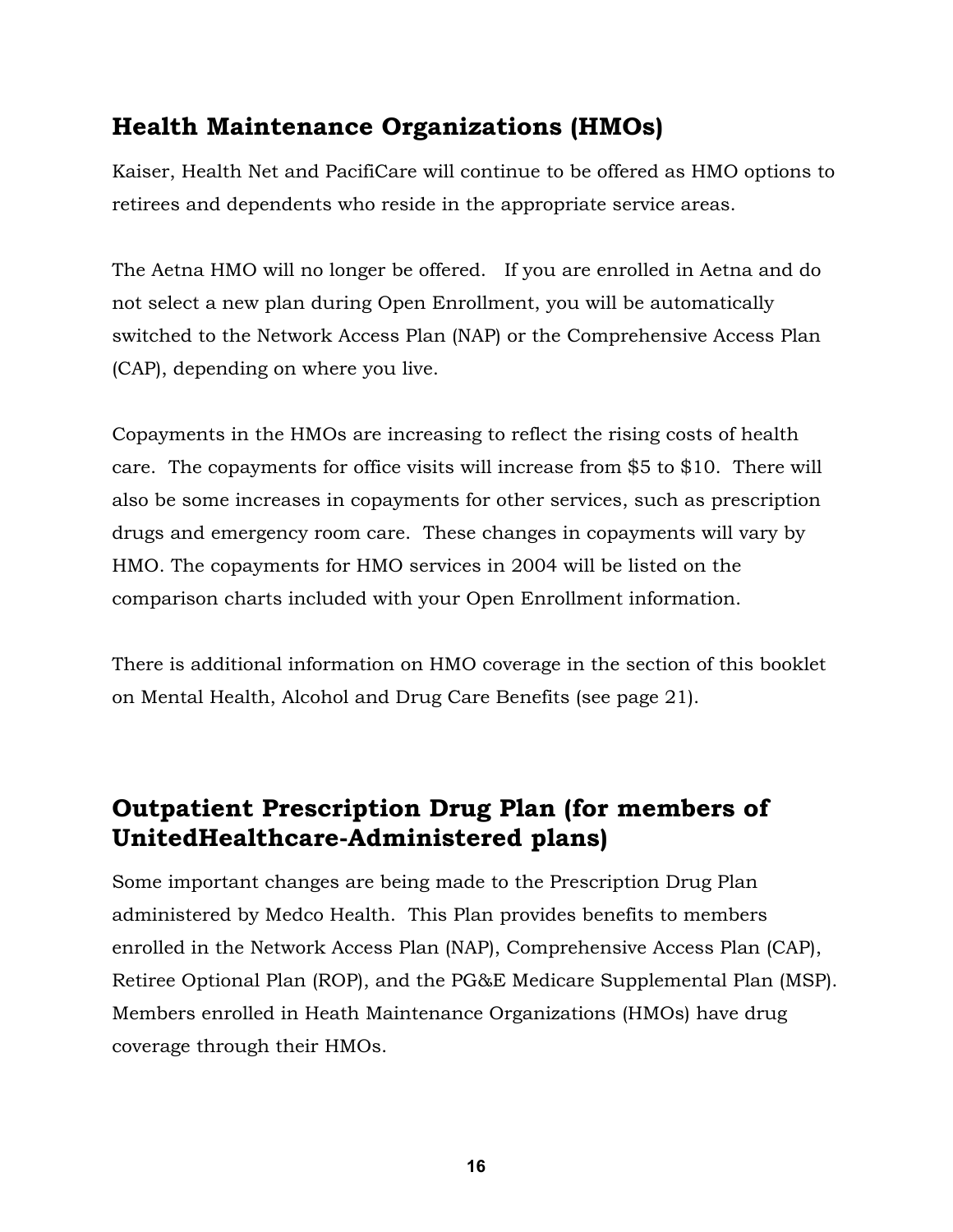## Health Maintenance Organizations (HMOs)

Kaiser, Health Net and PacifiCare will continue to be offered as HMO options to retirees and dependents who reside in the appropriate service areas.

The Aetna HMO will no longer be offered. If you are enrolled in Aetna and do not select a new plan during Open Enrollment, you will be automatically switched to the Network Access Plan (NAP) or the Comprehensive Access Plan (CAP), depending on where you live.

Copayments in the HMOs are increasing to reflect the rising costs of health care. The copayments for office visits will increase from $5 to $10. There will also be some increases in copayments for other services, such as prescription drugs and emergency room care. These changes in copayments will vary by HMO. The copayments for HMO services in 2004 will be listed on the comparison charts included with your Open Enrollment information.

There is additional information on HMO coverage in the section of this booklet on Mental Health, Alcohol and Drug Care Benefits (see page 21).

## Outpatient Prescription Drug Plan (for members of UnitedHealthcare-Administered plans)

Some important changes are being made to the Prescription Drug Plan administered by Medco Health. This Plan provides benefits to members enrolled in the Network Access Plan (NAP), Comprehensive Access Plan (CAP), Retiree Optional Plan (ROP), and the PG&E Medicare Supplemental Plan (MSP). Members enrolled in Heath Maintenance Organizations (HMOs) have drug coverage through their HMOs.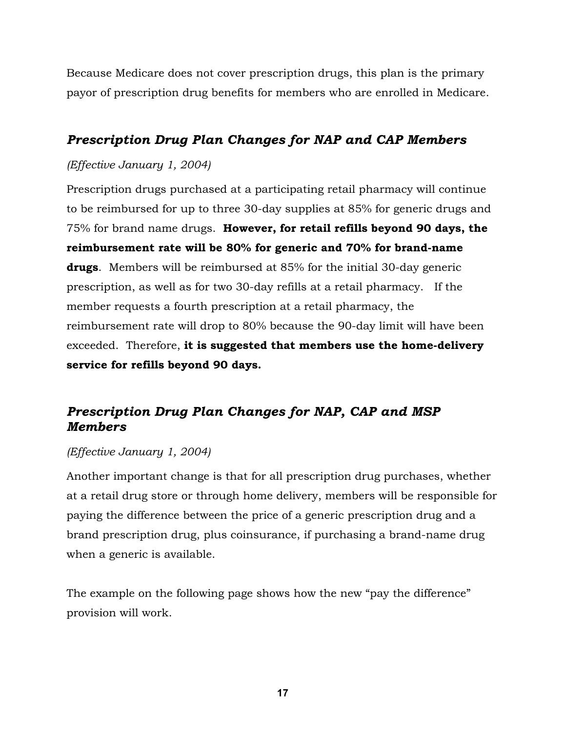Because Medicare does not cover prescription drugs, this plan is the primary payor of prescription drug benefits for members who are enrolled in Medicare.

## *Prescription Drug Plan Changes for NAP and CAP Members*

*(Effective January 1, 2004)*

Prescription drugs purchased at a participating retail pharmacy will continue to be reimbursed for up to three 30-day supplies at 85% for generic drugs and 75% for brand name drugs. **However, for retail refills beyond 90 days, the reimbursement rate will be 80% for generic and 70% for brand-name drugs**. Members will be reimbursed at 85% for the initial 30-day generic prescription, as well as for two 30-day refills at a retail pharmacy. If the member requests a fourth prescription at a retail pharmacy, the reimbursement rate will drop to 80% because the 90-day limit will have been exceeded. Therefore, **it is suggested that members use the home-delivery service for refills beyond 90 days.**

## *Prescription Drug Plan Changes for NAP, CAP and MSP Members*

*(Effective January 1, 2004)*

Another important change is that for all prescription drug purchases, whether at a retail drug store or through home delivery, members will be responsible for paying the difference between the price of a generic prescription drug and a brand prescription drug, plus coinsurance, if purchasing a brand-name drug when a generic is available.

The example on the following page shows how the new "pay the difference" provision will work.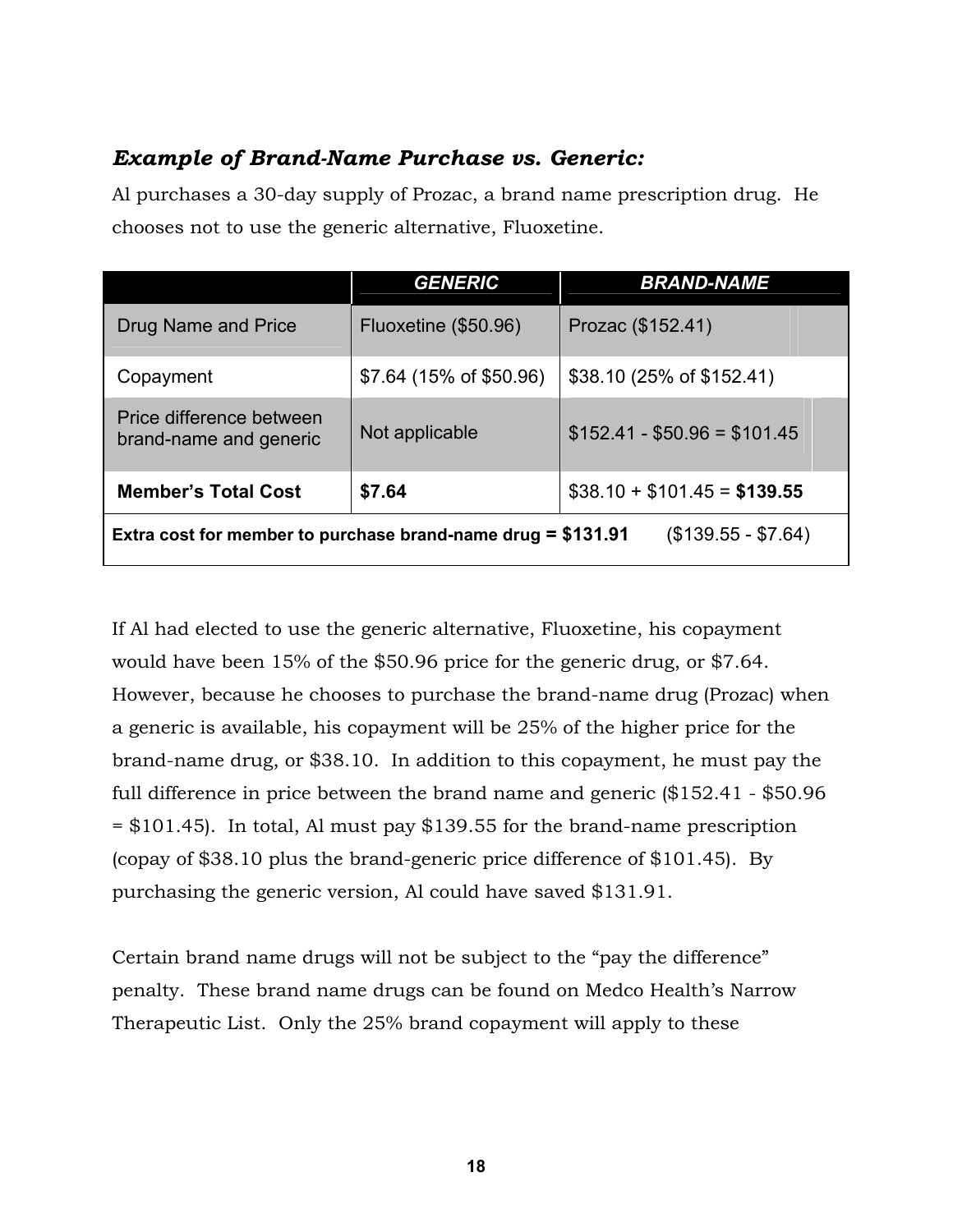### *Example of Brand-Name Purchase vs. Generic:*

Al purchases a 30-day supply of Prozac, a brand name prescription drug. He chooses not to use the generic alternative, Fluoxetine.

| | ***GENERIC*** | ***BRAND-NAME*** |
|---|---|---|
| Drug Name and Price | Fluoxetine ($50.96) | Prozac ($152.41) |
| Copayment | $7.64 (15% of $50.96) | $38.10 (25% of $152.41) |
| Price difference between brand-name and generic | Not applicable | $152.41 - $50.96 = $101.45 |
| **Member's Total Cost** | **$7.64** | $38.10 + $101.45 = **$139.55** |
| **Extra cost for member to purchase brand-name drug = $131.91** ($139.55 - $7.64) | | |

If Al had elected to use the generic alternative, Fluoxetine, his copayment would have been 15% of the $50.96 price for the generic drug, or $7.64. However, because he chooses to purchase the brand-name drug (Prozac) when a generic is available, his copayment will be 25% of the higher price for the brand-name drug, or $38.10. In addition to this copayment, he must pay the full difference in price between the brand name and generic ($152.41 - $50.96 = $101.45). In total, Al must pay $139.55 for the brand-name prescription (copay of $38.10 plus the brand-generic price difference of $101.45). By purchasing the generic version, Al could have saved $131.91.

Certain brand name drugs will not be subject to the "pay the difference" penalty. These brand name drugs can be found on Medco Health's Narrow Therapeutic List. Only the 25% brand copayment will apply to these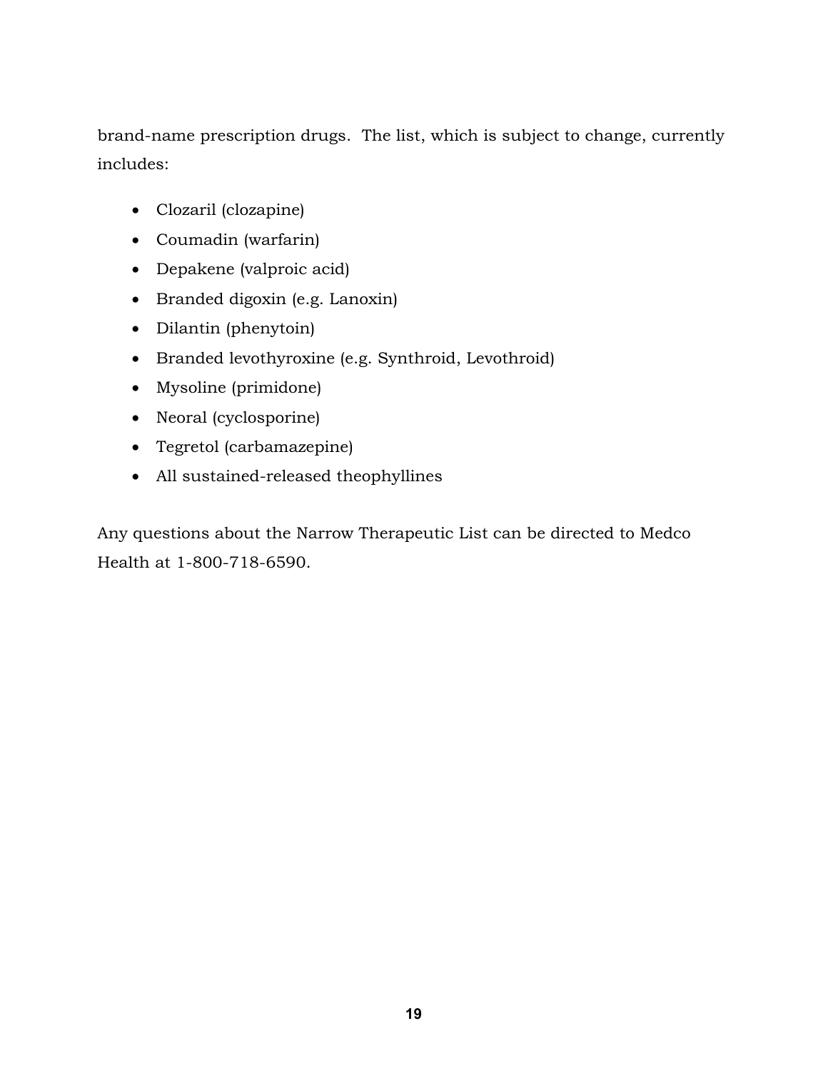brand-name prescription drugs. The list, which is subject to change, currently includes:

- Clozaril (clozapine)
- Coumadin (warfarin)
- Depakene (valproic acid)
- Branded digoxin (e.g. Lanoxin)
- Dilantin (phenytoin)
- Branded levothyroxine (e.g. Synthroid, Levothroid)
- Mysoline (primidone)
- Neoral (cyclosporine)
- Tegretol (carbamazepine)
- All sustained-released theophyllines

Any questions about the Narrow Therapeutic List can be directed to Medco Health at 1-800-718-6590.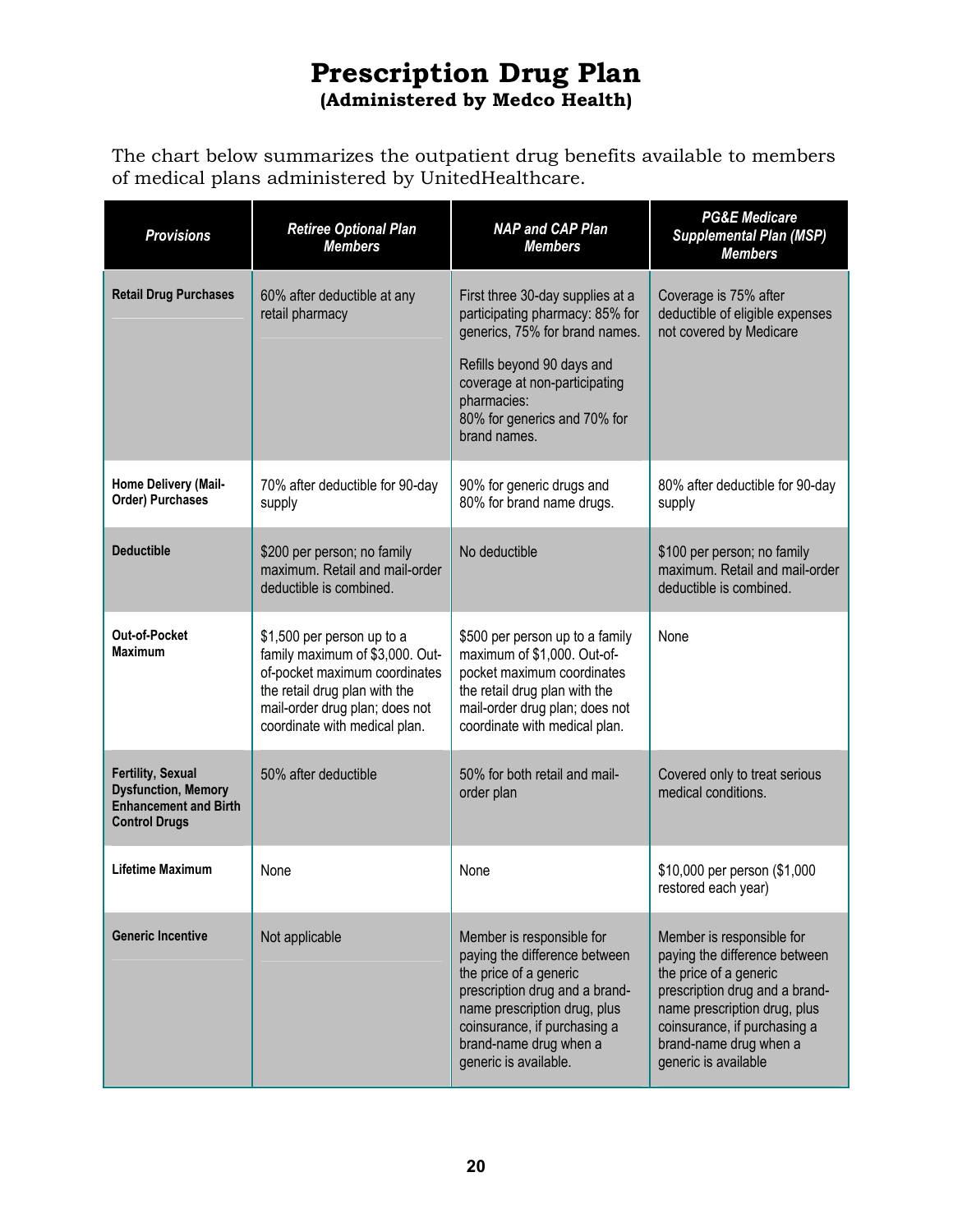# Prescription Drug Plan

**(Administered by Medco Health)**

The chart below summarizes the outpatient drug benefits available to members of medical plans administered by UnitedHealthcare.

| *Provisions* | *Retiree Optional Plan Members* | *NAP and CAP Plan Members* | *PG&E Medicare Supplemental Plan (MSP) Members* |
|---|---|---|---|
| **Retail Drug Purchases** | 60% after deductible at any retail pharmacy | First three 30-day supplies at a participating pharmacy: 85% for generics, 75% for brand names.<br><br>Refills beyond 90 days and coverage at non-participating pharmacies:<br>80% for generics and 70% for brand names. | Coverage is 75% after deductible of eligible expenses not covered by Medicare |
| **Home Delivery (Mail-Order) Purchases** | 70% after deductible for 90-day supply | 90% for generic drugs and 80% for brand name drugs. | 80% after deductible for 90-day supply |
| **Deductible** | $200 per person; no family maximum. Retail and mail-order deductible is combined. | No deductible | $100 per person; no family maximum. Retail and mail-order deductible is combined. |
| **Out-of-Pocket Maximum** | $1,500 per person up to a family maximum of $3,000. Out-of-pocket maximum coordinates the retail drug plan with the mail-order drug plan; does not coordinate with medical plan. | $500 per person up to a family maximum of $1,000. Out-of-pocket maximum coordinates the retail drug plan with the mail-order drug plan; does not coordinate with medical plan. | None |
| **Fertility, Sexual Dysfunction, Memory Enhancement and Birth Control Drugs** | 50% after deductible | 50% for both retail and mail-order plan | Covered only to treat serious medical conditions. |
| **Lifetime Maximum** | None | None | $10,000 per person ($1,000 restored each year) |
| **Generic Incentive** | Not applicable | Member is responsible for paying the difference between the price of a generic prescription drug and a brand-name prescription drug, plus coinsurance, if purchasing a brand-name drug when a generic is available. | Member is responsible for paying the difference between the price of a generic prescription drug and a brand-name prescription drug, plus coinsurance, if purchasing a brand-name drug when a generic is available |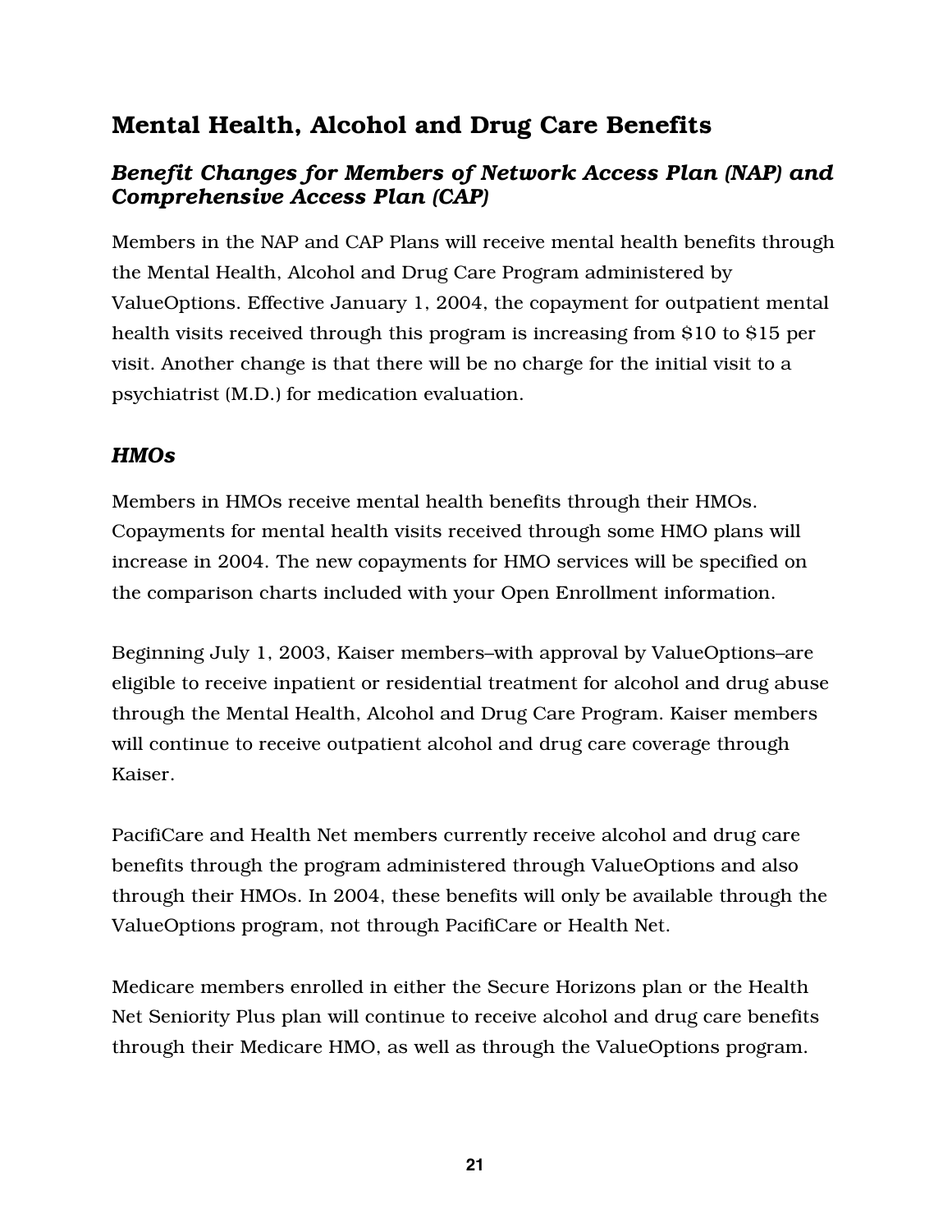## Mental Health, Alcohol and Drug Care Benefits

### *Benefit Changes for Members of Network Access Plan (NAP) and Comprehensive Access Plan (CAP)*

Members in the NAP and CAP Plans will receive mental health benefits through the Mental Health, Alcohol and Drug Care Program administered by ValueOptions. Effective January 1, 2004, the copayment for outpatient mental health visits received through this program is increasing from $10 to $15 per visit. Another change is that there will be no charge for the initial visit to a psychiatrist (M.D.) for medication evaluation.

### *HMOs*

Members in HMOs receive mental health benefits through their HMOs. Copayments for mental health visits received through some HMO plans will increase in 2004. The new copayments for HMO services will be specified on the comparison charts included with your Open Enrollment information.

Beginning July 1, 2003, Kaiser members–with approval by ValueOptions–are eligible to receive inpatient or residential treatment for alcohol and drug abuse through the Mental Health, Alcohol and Drug Care Program. Kaiser members will continue to receive outpatient alcohol and drug care coverage through Kaiser.

PacifiCare and Health Net members currently receive alcohol and drug care benefits through the program administered through ValueOptions and also through their HMOs. In 2004, these benefits will only be available through the ValueOptions program, not through PacifiCare or Health Net.

Medicare members enrolled in either the Secure Horizons plan or the Health Net Seniority Plus plan will continue to receive alcohol and drug care benefits through their Medicare HMO, as well as through the ValueOptions program.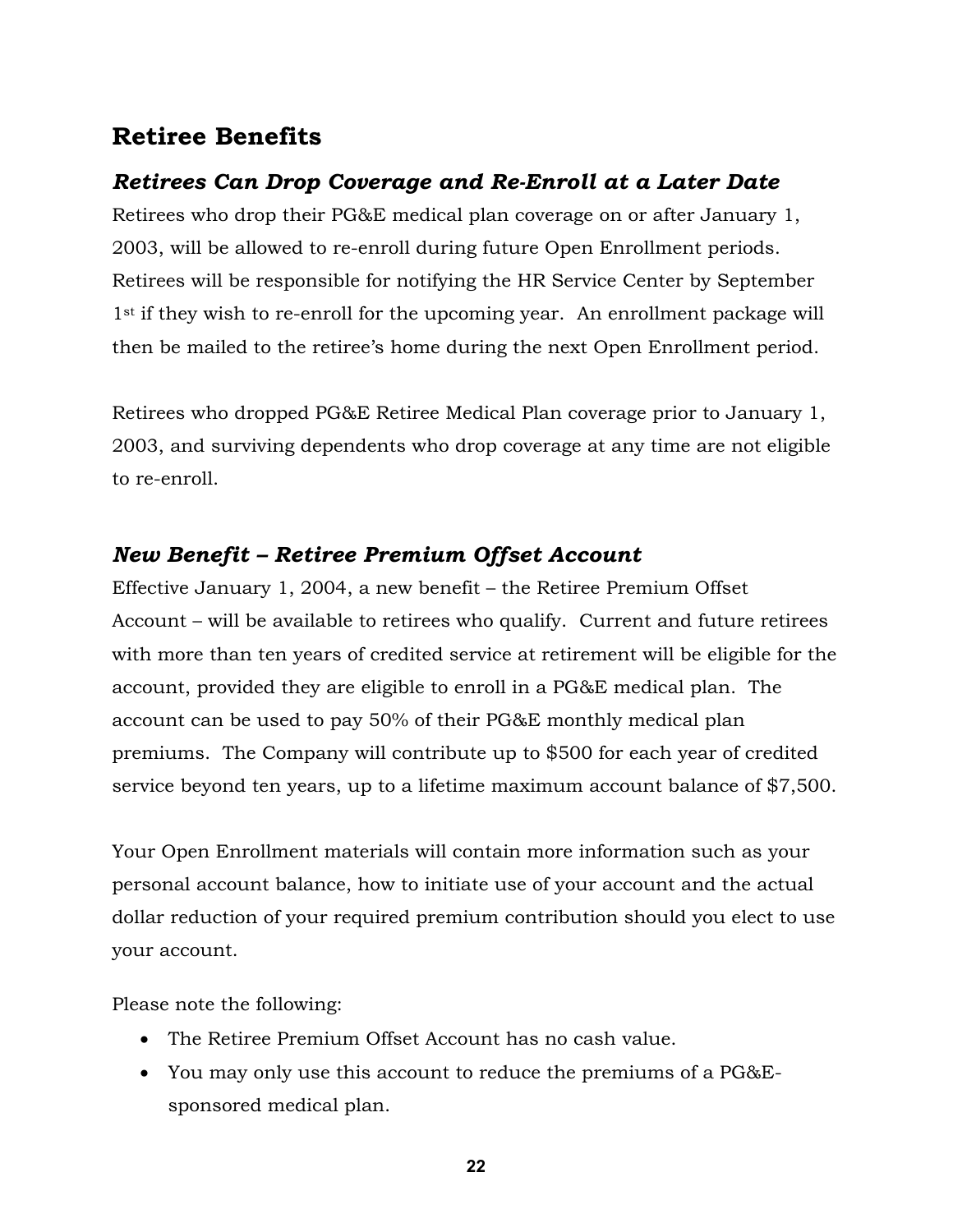# Retiree Benefits

### *Retirees Can Drop Coverage and Re-Enroll at a Later Date*

Retirees who drop their PG&E medical plan coverage on or after January 1, 2003, will be allowed to re-enroll during future Open Enrollment periods. Retirees will be responsible for notifying the HR Service Center by September 1st if they wish to re-enroll for the upcoming year. An enrollment package will then be mailed to the retiree's home during the next Open Enrollment period.

Retirees who dropped PG&E Retiree Medical Plan coverage prior to January 1, 2003, and surviving dependents who drop coverage at any time are not eligible to re-enroll.

### *New Benefit – Retiree Premium Offset Account*

Effective January 1, 2004, a new benefit – the Retiree Premium Offset Account – will be available to retirees who qualify. Current and future retirees with more than ten years of credited service at retirement will be eligible for the account, provided they are eligible to enroll in a PG&E medical plan. The account can be used to pay 50% of their PG&E monthly medical plan premiums. The Company will contribute up to $500 for each year of credited service beyond ten years, up to a lifetime maximum account balance of $7,500.

Your Open Enrollment materials will contain more information such as your personal account balance, how to initiate use of your account and the actual dollar reduction of your required premium contribution should you elect to use your account.

Please note the following:

- The Retiree Premium Offset Account has no cash value.
- You may only use this account to reduce the premiums of a PG&E-sponsored medical plan.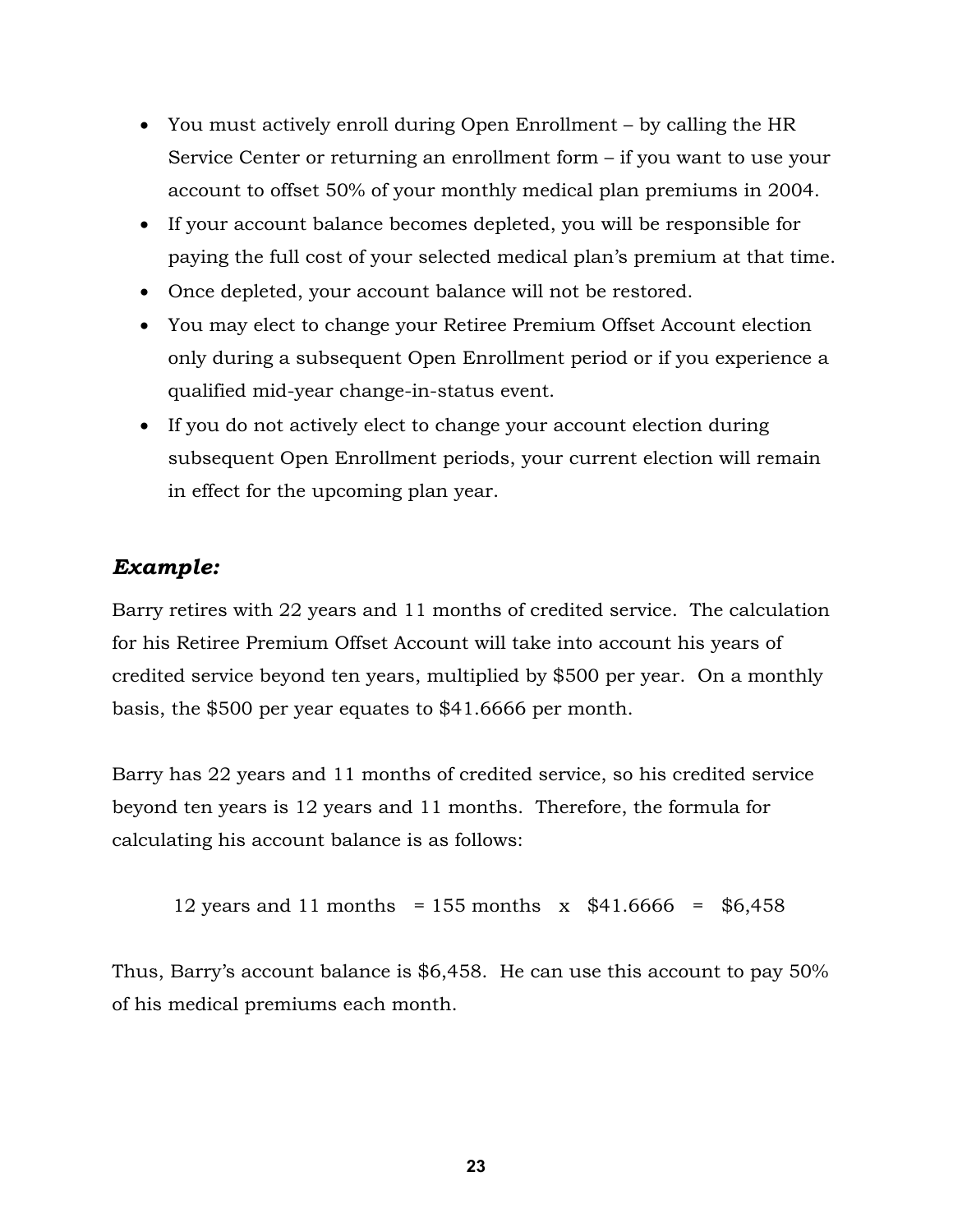- You must actively enroll during Open Enrollment – by calling the HR Service Center or returning an enrollment form – if you want to use your account to offset 50% of your monthly medical plan premiums in 2004.
- If your account balance becomes depleted, you will be responsible for paying the full cost of your selected medical plan's premium at that time.
- Once depleted, your account balance will not be restored.
- You may elect to change your Retiree Premium Offset Account election only during a subsequent Open Enrollment period or if you experience a qualified mid-year change-in-status event.
- If you do not actively elect to change your account election during subsequent Open Enrollment periods, your current election will remain in effect for the upcoming plan year.

### *Example:*

Barry retires with 22 years and 11 months of credited service. The calculation for his Retiree Premium Offset Account will take into account his years of credited service beyond ten years, multiplied by $500 per year. On a monthly basis, the $500 per year equates to $41.6666 per month.

Barry has 22 years and 11 months of credited service, so his credited service beyond ten years is 12 years and 11 months. Therefore, the formula for calculating his account balance is as follows:

12 years and 11 months = 155 months x $41.6666 = $6,458

Thus, Barry's account balance is $6,458. He can use this account to pay 50% of his medical premiums each month.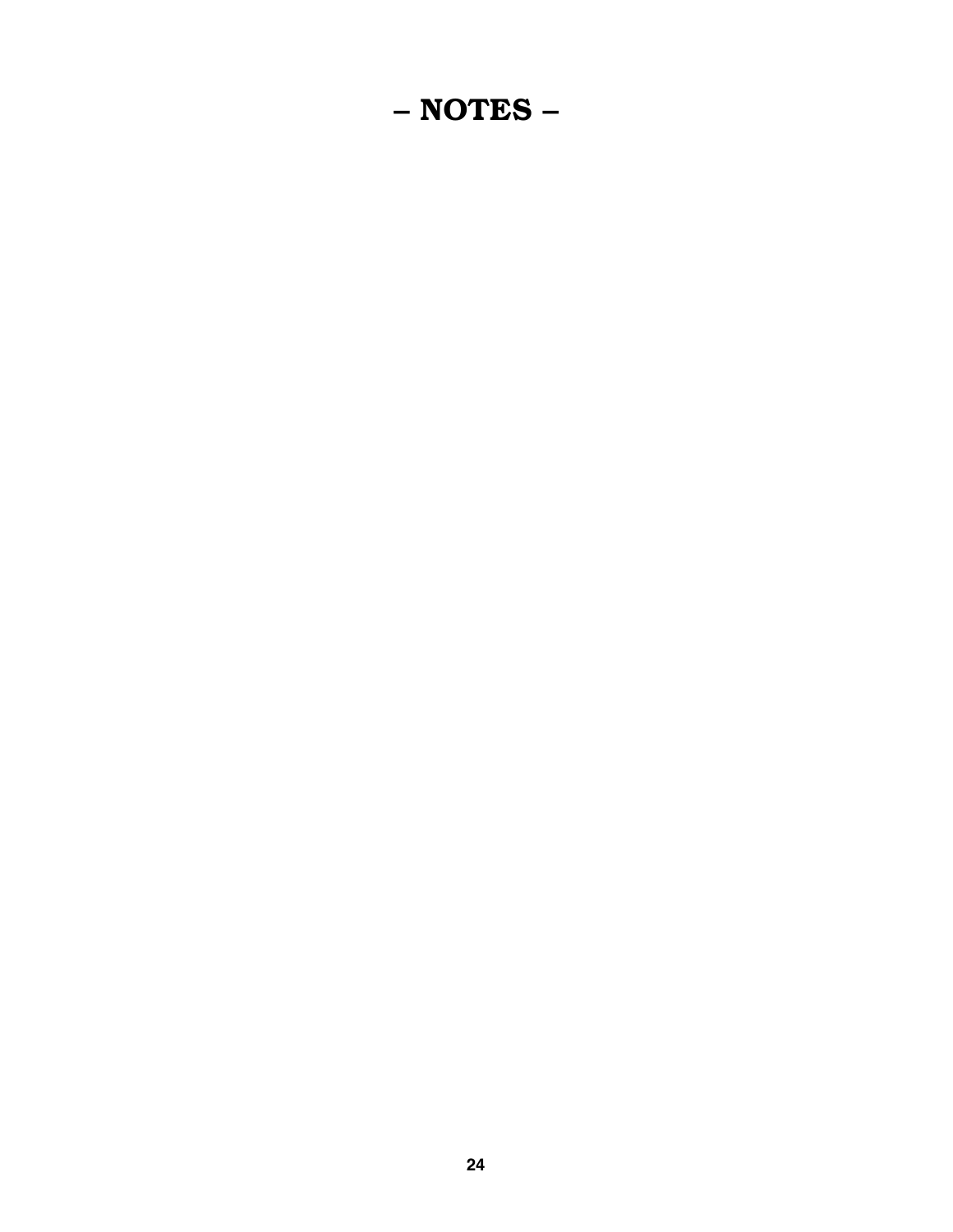# – NOTES –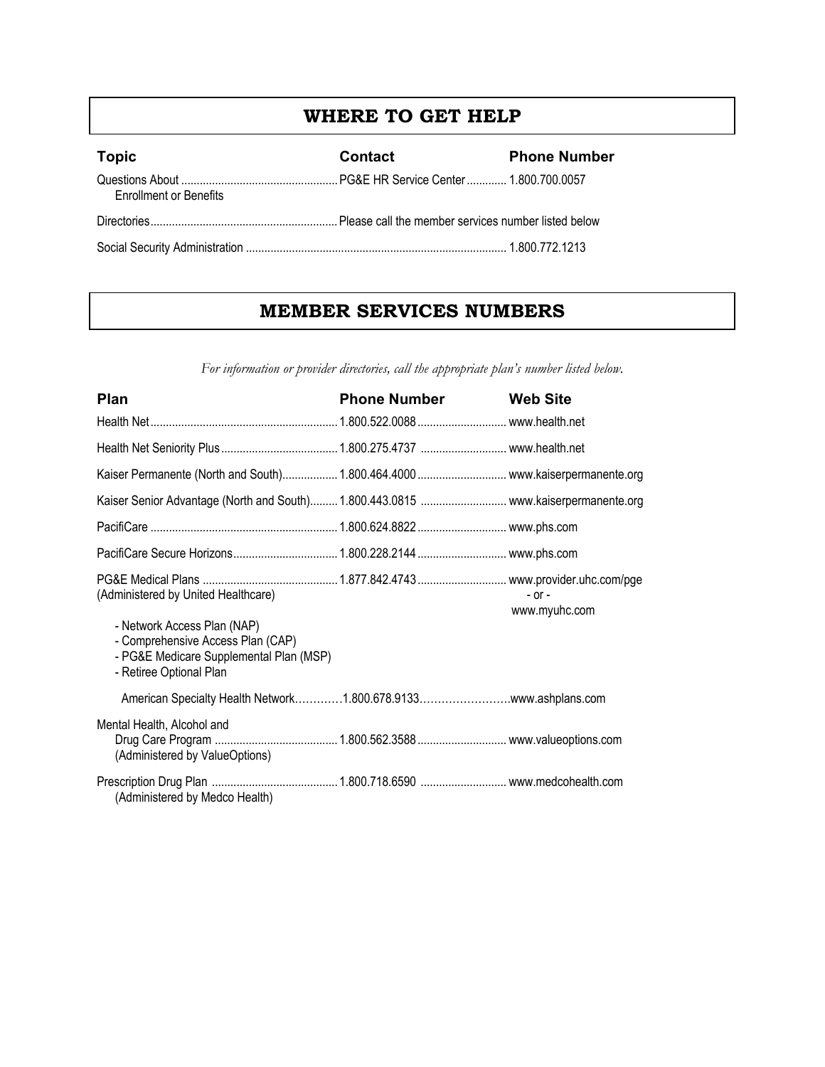# WHERE TO GET HELP

| Topic | Contact | Phone Number |
|---|---|---|
| Questions About Enrollment or Benefits | PG&E HR Service Center | 1.800.700.0057 |
| Directories | Please call the member services number listed below | |
| Social Security Administration | | 1.800.772.1213 |

# MEMBER SERVICES NUMBERS

*For information or provider directories, call the appropriate plan's number listed below.*

| Plan | Phone Number | Web Site |
|---|---|---|
| Health Net | 1.800.522.0088 | www.health.net |
| Health Net Seniority Plus | 1.800.275.4737 | www.health.net |
| Kaiser Permanente (North and South) | 1.800.464.4000 | www.kaiserpermanente.org |
| Kaiser Senior Advantage (North and South) | 1.800.443.0815 | www.kaiserpermanente.org |
| PacifiCare | 1.800.624.8822 | www.phs.com |
| PacifiCare Secure Horizons | 1.800.228.2144 | www.phs.com |
| PG&E Medical Plans (Administered by United Healthcare)<br>- Network Access Plan (NAP)<br>- Comprehensive Access Plan (CAP)<br>- PG&E Medicare Supplemental Plan (MSP)<br>- Retiree Optional Plan | 1.877.842.4743 | www.provider.uhc.com/pge<br>- or -<br>www.myuhc.com |
| American Specialty Health Network | 1.800.678.9133 | www.ashplans.com |
| Mental Health, Alcohol and Drug Care Program (Administered by ValueOptions) | 1.800.562.3588 | www.valueoptions.com |
| Prescription Drug Plan (Administered by Medco Health) | 1.800.718.6590 | www.medcohealth.com |